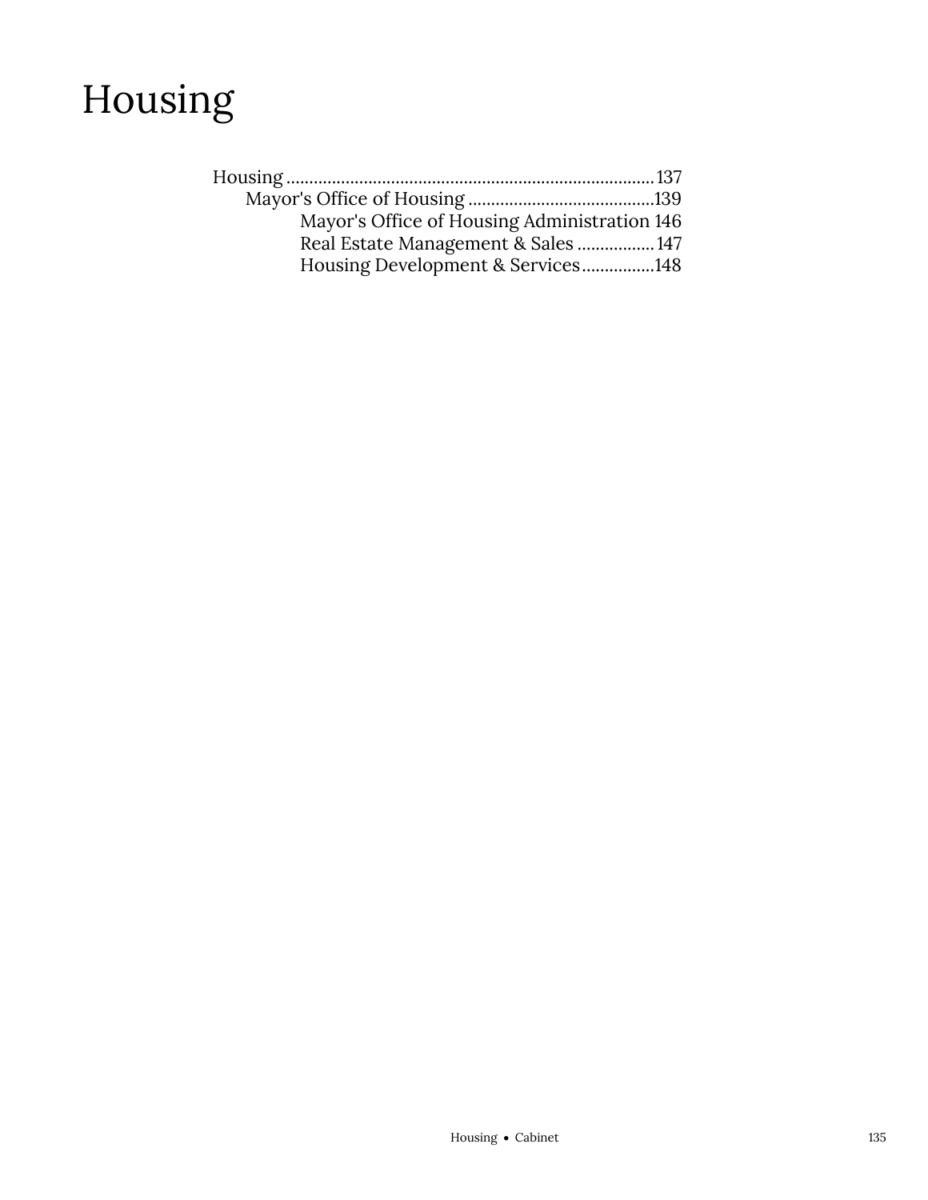# Housing

- Housing ..... 137
  - Mayor's Office of Housing ..... 139
    - Mayor's Office of Housing Administration 146
    - Real Estate Management & Sales ..... 147
    - Housing Development & Services ..... 148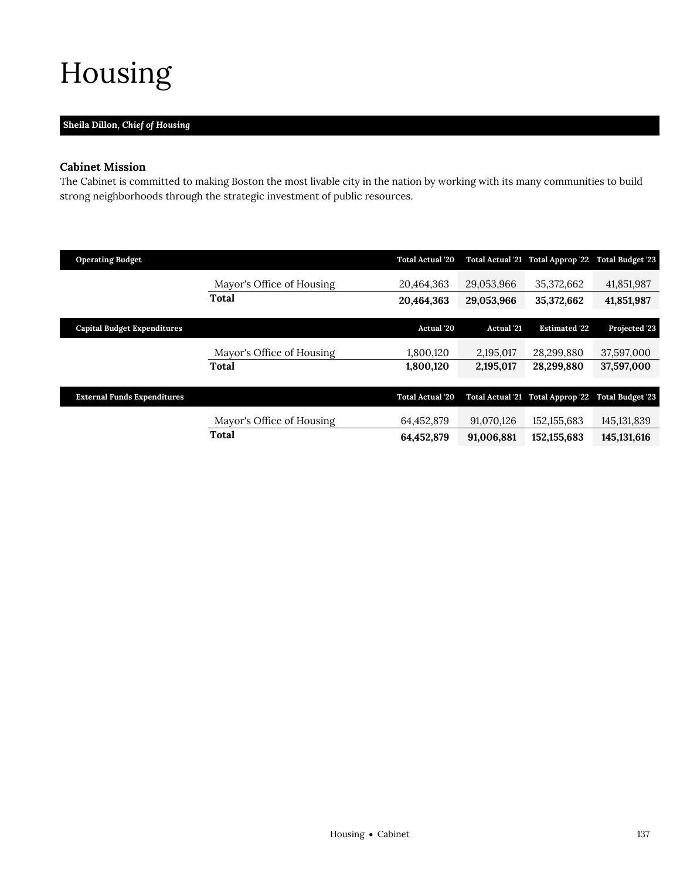# Housing

**Sheila Dillon,** ***Chief of Housing***

### Cabinet Mission

The Cabinet is committed to making Boston the most livable city in the nation by working with its many communities to build strong neighborhoods through the strategic investment of public resources.

| Operating Budget | | Total Actual '20 | Total Actual '21 | Total Approp '22 | Total Budget '23 |
|---|---|---|---|---|---|
| | Mayor's Office of Housing | 20,464,363 | 29,053,966 | 35,372,662 | 41,851,987 |
| | **Total** | **20,464,363** | **29,053,966** | **35,372,662** | **41,851,987** |

| Capital Budget Expenditures | | Actual '20 | Actual '21 | Estimated '22 | Projected '23 |
|---|---|---|---|---|---|
| | Mayor's Office of Housing | 1,800,120 | 2,195,017 | 28,299,880 | 37,597,000 |
| | **Total** | **1,800,120** | **2,195,017** | **28,299,880** | **37,597,000** |

| External Funds Expenditures | | Total Actual '20 | Total Actual '21 | Total Approp '22 | Total Budget '23 |
|---|---|---|---|---|---|
| | Mayor's Office of Housing | 64,452,879 | 91,070,126 | 152,155,683 | 145,131,839 |
| | **Total** | **64,452,879** | **91,006,881** | **152,155,683** | **145,131,616** |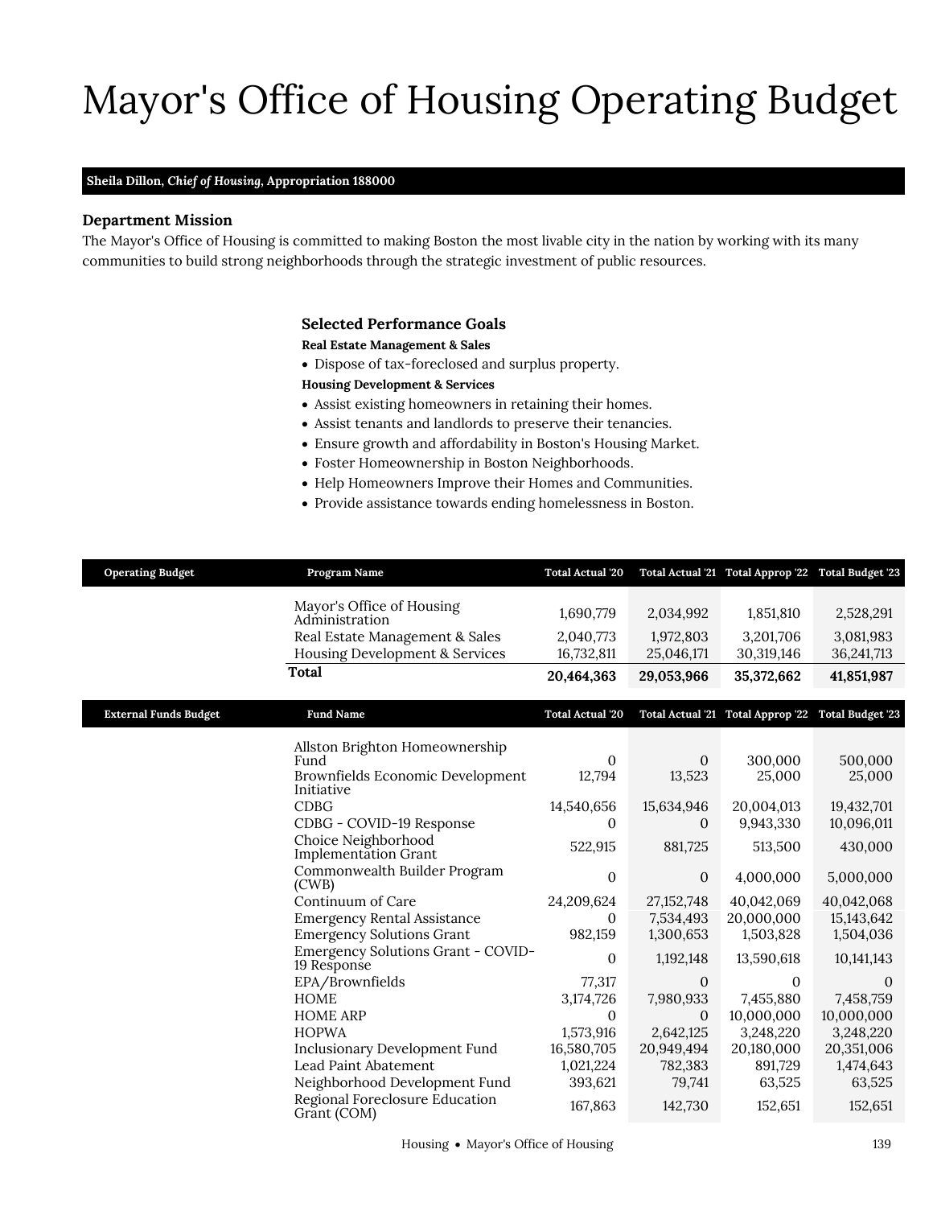# Mayor's Office of Housing Operating Budget

**Sheila Dillon, *Chief of Housing*, Appropriation 188000**

### Department Mission

The Mayor's Office of Housing is committed to making Boston the most livable city in the nation by working with its many communities to build strong neighborhoods through the strategic investment of public resources.

### Selected Performance Goals

**Real Estate Management & Sales**

- Dispose of tax-foreclosed and surplus property.

**Housing Development & Services**

- Assist existing homeowners in retaining their homes.
- Assist tenants and landlords to preserve their tenancies.
- Ensure growth and affordability in Boston's Housing Market.
- Foster Homeownership in Boston Neighborhoods.
- Help Homeowners Improve their Homes and Communities.
- Provide assistance towards ending homelessness in Boston.

| Operating Budget | Program Name | Total Actual '20 | Total Actual '21 | Total Approp '22 | Total Budget '23 |
|---|---|---|---|---|---|
| | Mayor's Office of Housing Administration | 1,690,779 | 2,034,992 | 1,851,810 | 2,528,291 |
| | Real Estate Management & Sales | 2,040,773 | 1,972,803 | 3,201,706 | 3,081,983 |
| | Housing Development & Services | 16,732,811 | 25,046,171 | 30,319,146 | 36,241,713 |
| | **Total** | **20,464,363** | **29,053,966** | **35,372,662** | **41,851,987** |

| External Funds Budget | Fund Name | Total Actual '20 | Total Actual '21 | Total Approp '22 | Total Budget '23 |
|---|---|---|---|---|---|
| | Allston Brighton Homeownership Fund | 0 | 0 | 300,000 | 500,000 |
| | Brownfields Economic Development Initiative | 12,794 | 13,523 | 25,000 | 25,000 |
| | CDBG | 14,540,656 | 15,634,946 | 20,004,013 | 19,432,701 |
| | CDBG - COVID-19 Response | 0 | 0 | 9,943,330 | 10,096,011 |
| | Choice Neighborhood Implementation Grant | 522,915 | 881,725 | 513,500 | 430,000 |
| | Commonwealth Builder Program (CWB) | 0 | 0 | 4,000,000 | 5,000,000 |
| | Continuum of Care | 24,209,624 | 27,152,748 | 40,042,069 | 40,042,068 |
| | Emergency Rental Assistance | 0 | 7,534,493 | 20,000,000 | 15,143,642 |
| | Emergency Solutions Grant | 982,159 | 1,300,653 | 1,503,828 | 1,504,036 |
| | Emergency Solutions Grant - COVID-19 Response | 0 | 1,192,148 | 13,590,618 | 10,141,143 |
| | EPA/Brownfields | 77,317 | 0 | 0 | 0 |
| | HOME | 3,174,726 | 7,980,933 | 7,455,880 | 7,458,759 |
| | HOME ARP | 0 | 0 | 10,000,000 | 10,000,000 |
| | HOPWA | 1,573,916 | 2,642,125 | 3,248,220 | 3,248,220 |
| | Inclusionary Development Fund | 16,580,705 | 20,949,494 | 20,180,000 | 20,351,006 |
| | Lead Paint Abatement | 1,021,224 | 782,383 | 891,729 | 1,474,643 |
| | Neighborhood Development Fund | 393,621 | 79,741 | 63,525 | 63,525 |
| | Regional Foreclosure Education Grant (COM) | 167,863 | 142,730 | 152,651 | 152,651 |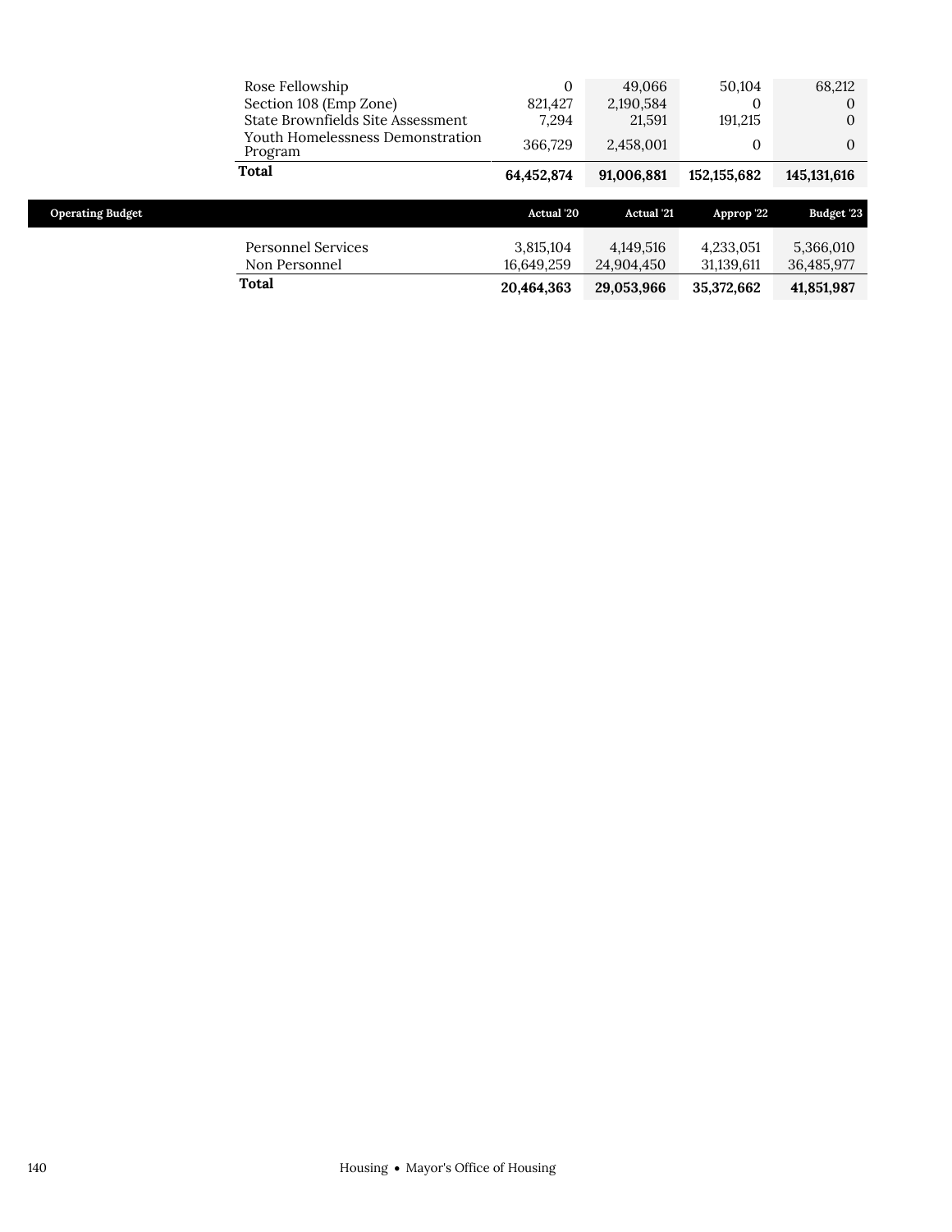| | | | | |
|---|---|---|---|---|
| Rose Fellowship | 0 | 49,066 | 50,104 | 68,212 |
| Section 108 (Emp Zone) | 821,427 | 2,190,584 | 0 | 0 |
| State Brownfields Site Assessment | 7,294 | 21,591 | 191,215 | 0 |
| Youth Homelessness Demonstration Program | 366,729 | 2,458,001 | 0 | 0 |
| **Total** | **64,452,874** | **91,006,881** | **152,155,682** | **145,131,616** |

| Operating Budget | Actual '20 | Actual '21 | Approp '22 | Budget '23 |
|---|---|---|---|---|
| Personnel Services | 3,815,104 | 4,149,516 | 4,233,051 | 5,366,010 |
| Non Personnel | 16,649,259 | 24,904,450 | 31,139,611 | 36,485,977 |
| **Total** | **20,464,363** | **29,053,966** | **35,372,662** | **41,851,987** |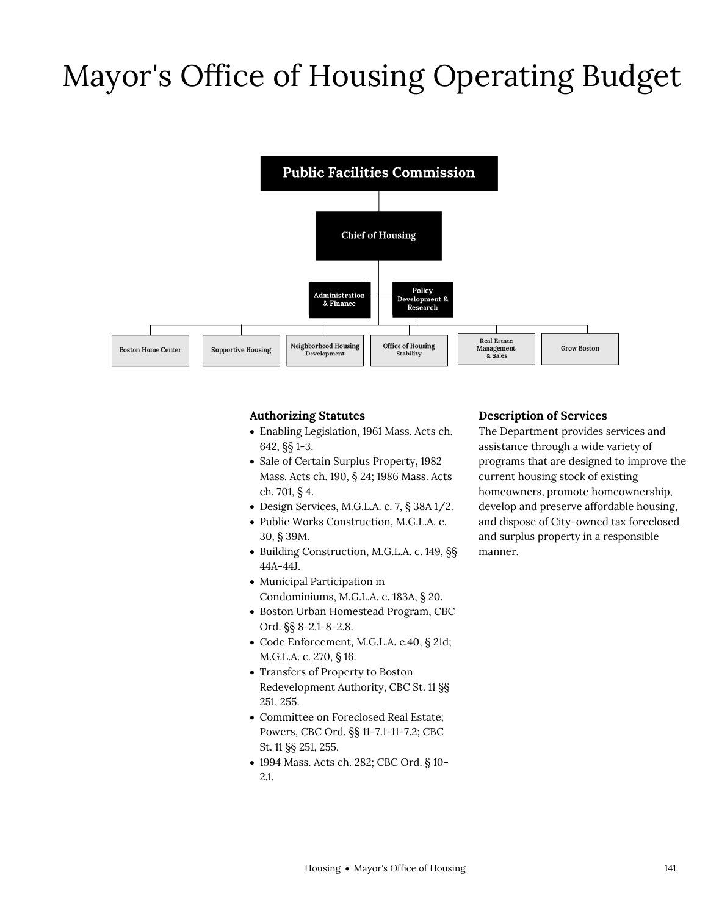# Mayor's Office of Housing Operating Budget

Public Facilities Commission

Chief of Housing

Administration & Finance

Policy Development & Research

Boston Home Center

Supportive Housing

Neighborhood Housing Development

Office of Housing Stability

Real Estate Management & Sales

Grow Boston

### Authorizing Statutes

- Enabling Legislation, 1961 Mass. Acts ch. 642, §§ 1-3.
- Sale of Certain Surplus Property, 1982 Mass. Acts ch. 190, § 24; 1986 Mass. Acts ch. 701, § 4.
- Design Services, M.G.L.A. c. 7, § 38A 1/2.
- Public Works Construction, M.G.L.A. c. 30, § 39M.
- Building Construction, M.G.L.A. c. 149, §§ 44A-44J.
- Municipal Participation in Condominiums, M.G.L.A. c. 183A, § 20.
- Boston Urban Homestead Program, CBC Ord. §§ 8-2.1-8-2.8.
- Code Enforcement, M.G.L.A. c.40, § 21d; M.G.L.A. c. 270, § 16.
- Transfers of Property to Boston Redevelopment Authority, CBC St. 11 §§ 251, 255.
- Committee on Foreclosed Real Estate; Powers, CBC Ord. §§ 11-7.1-11-7.2; CBC St. 11 §§ 251, 255.
- 1994 Mass. Acts ch. 282; CBC Ord. § 10-2.1.

### Description of Services

The Department provides services and assistance through a wide variety of programs that are designed to improve the current housing stock of existing homeowners, promote homeownership, develop and preserve affordable housing, and dispose of City-owned tax foreclosed and surplus property in a responsible manner.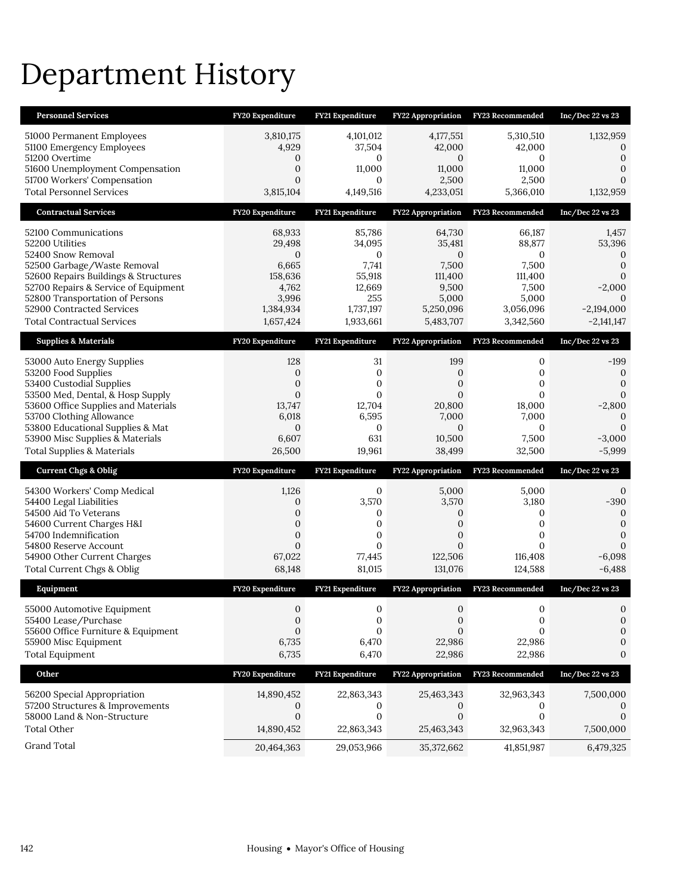# Department History

| Personnel Services | FY20 Expenditure | FY21 Expenditure | FY22 Appropriation | FY23 Recommended | Inc/Dec 22 vs 23 |
|---|---|---|---|---|---|
| 51000 Permanent Employees | 3,810,175 | 4,101,012 | 4,177,551 | 5,310,510 | 1,132,959 |
| 51100 Emergency Employees | 4,929 | 37,504 | 42,000 | 42,000 | 0 |
| 51200 Overtime | 0 | 0 | 0 | 0 | 0 |
| 51600 Unemployment Compensation | 0 | 11,000 | 11,000 | 11,000 | 0 |
| 51700 Workers' Compensation | 0 | 0 | 2,500 | 2,500 | 0 |
| Total Personnel Services | 3,815,104 | 4,149,516 | 4,233,051 | 5,366,010 | 1,132,959 |

| Contractual Services | FY20 Expenditure | FY21 Expenditure | FY22 Appropriation | FY23 Recommended | Inc/Dec 22 vs 23 |
|---|---|---|---|---|---|
| 52100 Communications | 68,933 | 85,786 | 64,730 | 66,187 | 1,457 |
| 52200 Utilities | 29,498 | 34,095 | 35,481 | 88,877 | 53,396 |
| 52400 Snow Removal | 0 | 0 | 0 | 0 | 0 |
| 52500 Garbage/Waste Removal | 6,665 | 7,741 | 7,500 | 7,500 | 0 |
| 52600 Repairs Buildings & Structures | 158,636 | 55,918 | 111,400 | 111,400 | 0 |
| 52700 Repairs & Service of Equipment | 4,762 | 12,669 | 9,500 | 7,500 | -2,000 |
| 52800 Transportation of Persons | 3,996 | 255 | 5,000 | 5,000 | 0 |
| 52900 Contracted Services | 1,384,934 | 1,737,197 | 5,250,096 | 3,056,096 | -2,194,000 |
| Total Contractual Services | 1,657,424 | 1,933,661 | 5,483,707 | 3,342,560 | -2,141,147 |

| Supplies & Materials | FY20 Expenditure | FY21 Expenditure | FY22 Appropriation | FY23 Recommended | Inc/Dec 22 vs 23 |
|---|---|---|---|---|---|
| 53000 Auto Energy Supplies | 128 | 31 | 199 | 0 | -199 |
| 53200 Food Supplies | 0 | 0 | 0 | 0 | 0 |
| 53400 Custodial Supplies | 0 | 0 | 0 | 0 | 0 |
| 53500 Med, Dental, & Hosp Supply | 0 | 0 | 0 | 0 | 0 |
| 53600 Office Supplies and Materials | 13,747 | 12,704 | 20,800 | 18,000 | -2,800 |
| 53700 Clothing Allowance | 6,018 | 6,595 | 7,000 | 7,000 | 0 |
| 53800 Educational Supplies & Mat | 0 | 0 | 0 | 0 | 0 |
| 53900 Misc Supplies & Materials | 6,607 | 631 | 10,500 | 7,500 | -3,000 |
| Total Supplies & Materials | 26,500 | 19,961 | 38,499 | 32,500 | -5,999 |

| Current Chgs & Oblig | FY20 Expenditure | FY21 Expenditure | FY22 Appropriation | FY23 Recommended | Inc/Dec 22 vs 23 |
|---|---|---|---|---|---|
| 54300 Workers' Comp Medical | 1,126 | 0 | 5,000 | 5,000 | 0 |
| 54400 Legal Liabilities | 0 | 3,570 | 3,570 | 3,180 | -390 |
| 54500 Aid To Veterans | 0 | 0 | 0 | 0 | 0 |
| 54600 Current Charges H&I | 0 | 0 | 0 | 0 | 0 |
| 54700 Indemnification | 0 | 0 | 0 | 0 | 0 |
| 54800 Reserve Account | 0 | 0 | 0 | 0 | 0 |
| 54900 Other Current Charges | 67,022 | 77,445 | 122,506 | 116,408 | -6,098 |
| Total Current Chgs & Oblig | 68,148 | 81,015 | 131,076 | 124,588 | -6,488 |

| Equipment | FY20 Expenditure | FY21 Expenditure | FY22 Appropriation | FY23 Recommended | Inc/Dec 22 vs 23 |
|---|---|---|---|---|---|
| 55000 Automotive Equipment | 0 | 0 | 0 | 0 | 0 |
| 55400 Lease/Purchase | 0 | 0 | 0 | 0 | 0 |
| 55600 Office Furniture & Equipment | 0 | 0 | 0 | 0 | 0 |
| 55900 Misc Equipment | 6,735 | 6,470 | 22,986 | 22,986 | 0 |
| Total Equipment | 6,735 | 6,470 | 22,986 | 22,986 | 0 |

| Other | FY20 Expenditure | FY21 Expenditure | FY22 Appropriation | FY23 Recommended | Inc/Dec 22 vs 23 |
|---|---|---|---|---|---|
| 56200 Special Appropriation | 14,890,452 | 22,863,343 | 25,463,343 | 32,963,343 | 7,500,000 |
| 57200 Structures & Improvements | 0 | 0 | 0 | 0 | 0 |
| 58000 Land & Non-Structure | 0 | 0 | 0 | 0 | 0 |
| Total Other | 14,890,452 | 22,863,343 | 25,463,343 | 32,963,343 | 7,500,000 |
| Grand Total | 20,464,363 | 29,053,966 | 35,372,662 | 41,851,987 | 6,479,325 |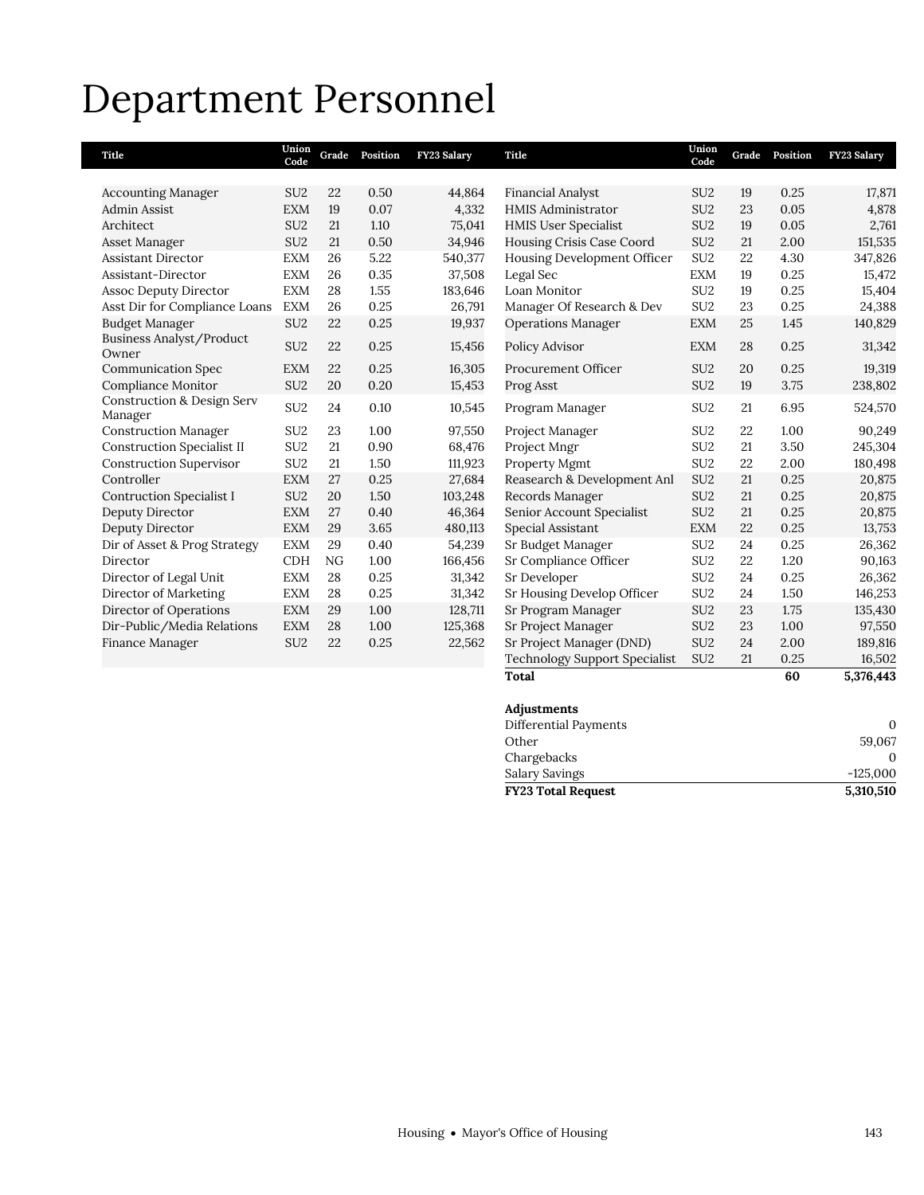# Department Personnel

| Title | Union Code | Grade | Position | FY23 Salary |
|---|---|---|---|---|
| Accounting Manager | SU2 | 22 | 0.50 | 44,864 |
| Admin Assist | EXM | 19 | 0.07 | 4,332 |
| Architect | SU2 | 21 | 1.10 | 75,041 |
| Asset Manager | SU2 | 21 | 0.50 | 34,946 |
| Assistant Director | EXM | 26 | 5.22 | 540,377 |
| Assistant-Director | EXM | 26 | 0.35 | 37,508 |
| Assoc Deputy Director | EXM | 28 | 1.55 | 183,646 |
| Asst Dir for Compliance Loans | EXM | 26 | 0.25 | 26,791 |
| Budget Manager | SU2 | 22 | 0.25 | 19,937 |
| Business Analyst/Product Owner | SU2 | 22 | 0.25 | 15,456 |
| Communication Spec | EXM | 22 | 0.25 | 16,305 |
| Compliance Monitor | SU2 | 20 | 0.20 | 15,453 |
| Construction & Design Serv Manager | SU2 | 24 | 0.10 | 10,545 |
| Construction Manager | SU2 | 23 | 1.00 | 97,550 |
| Construction Specialist II | SU2 | 21 | 0.90 | 68,476 |
| Construction Supervisor | SU2 | 21 | 1.50 | 111,923 |
| Controller | EXM | 27 | 0.25 | 27,684 |
| Contruction Specialist I | SU2 | 20 | 1.50 | 103,248 |
| Deputy Director | EXM | 27 | 0.40 | 46,364 |
| Deputy Director | EXM | 29 | 3.65 | 480,113 |
| Dir of Asset & Prog Strategy | EXM | 29 | 0.40 | 54,239 |
| Director | CDH | NG | 1.00 | 166,456 |
| Director of Legal Unit | EXM | 28 | 0.25 | 31,342 |
| Director of Marketing | EXM | 28 | 0.25 | 31,342 |
| Director of Operations | EXM | 29 | 1.00 | 128,711 |
| Dir-Public/Media Relations | EXM | 28 | 1.00 | 125,368 |
| Finance Manager | SU2 | 22 | 0.25 | 22,562 |
| Financial Analyst | SU2 | 19 | 0.25 | 17,871 |
| HMIS Administrator | SU2 | 23 | 0.05 | 4,878 |
| HMIS User Specialist | SU2 | 19 | 0.05 | 2,761 |
| Housing Crisis Case Coord | SU2 | 21 | 2.00 | 151,535 |
| Housing Development Officer | SU2 | 22 | 4.30 | 347,826 |
| Legal Sec | EXM | 19 | 0.25 | 15,472 |
| Loan Monitor | SU2 | 19 | 0.25 | 15,404 |
| Manager Of Research & Dev | SU2 | 23 | 0.25 | 24,388 |
| Operations Manager | EXM | 25 | 1.45 | 140,829 |
| Policy Advisor | EXM | 28 | 0.25 | 31,342 |
| Procurement Officer | SU2 | 20 | 0.25 | 19,319 |
| Prog Asst | SU2 | 19 | 3.75 | 238,802 |
| Program Manager | SU2 | 21 | 6.95 | 524,570 |
| Project Manager | SU2 | 22 | 1.00 | 90,249 |
| Project Mngr | SU2 | 21 | 3.50 | 245,304 |
| Property Mgmt | SU2 | 22 | 2.00 | 180,498 |
| Reasearch & Development Anl | SU2 | 21 | 0.25 | 20,875 |
| Records Manager | SU2 | 21 | 0.25 | 20,875 |
| Senior Account Specialist | SU2 | 21 | 0.25 | 20,875 |
| Special Assistant | EXM | 22 | 0.25 | 13,753 |
| Sr Budget Manager | SU2 | 24 | 0.25 | 26,362 |
| Sr Compliance Officer | SU2 | 22 | 1.20 | 90,163 |
| Sr Developer | SU2 | 24 | 0.25 | 26,362 |
| Sr Housing Develop Officer | SU2 | 24 | 1.50 | 146,253 |
| Sr Program Manager | SU2 | 23 | 1.75 | 135,430 |
| Sr Project Manager | SU2 | 23 | 1.00 | 97,550 |
| Sr Project Manager (DND) | SU2 | 24 | 2.00 | 189,816 |
| Technology Support Specialist | SU2 | 21 | 0.25 | 16,502 |
| **Total** | | | **60** | **5,376,443** |

| Adjustments | |
|---|---|
| Differential Payments | 0 |
| Other | 59,067 |
| Chargebacks | 0 |
| Salary Savings | -125,000 |
| **FY23 Total Request** | **5,310,510** |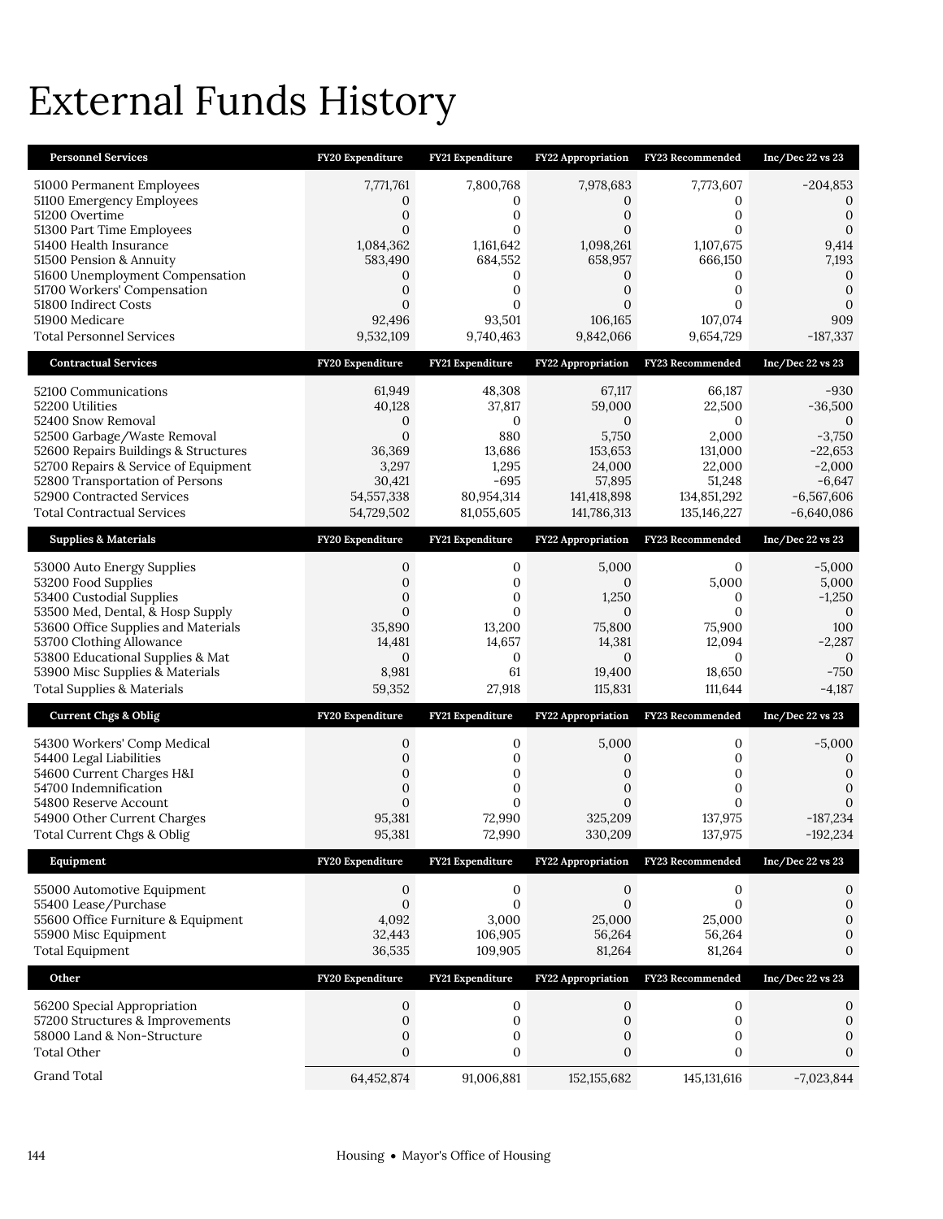# External Funds History

| Personnel Services | FY20 Expenditure | FY21 Expenditure | FY22 Appropriation | FY23 Recommended | Inc/Dec 22 vs 23 |
|---|---|---|---|---|---|
| 51000 Permanent Employees | 7,771,761 | 7,800,768 | 7,978,683 | 7,773,607 | -204,853 |
| 51100 Emergency Employees | 0 | 0 | 0 | 0 | 0 |
| 51200 Overtime | 0 | 0 | 0 | 0 | 0 |
| 51300 Part Time Employees | 0 | 0 | 0 | 0 | 0 |
| 51400 Health Insurance | 1,084,362 | 1,161,642 | 1,098,261 | 1,107,675 | 9,414 |
| 51500 Pension & Annuity | 583,490 | 684,552 | 658,957 | 666,150 | 7,193 |
| 51600 Unemployment Compensation | 0 | 0 | 0 | 0 | 0 |
| 51700 Workers' Compensation | 0 | 0 | 0 | 0 | 0 |
| 51800 Indirect Costs | 0 | 0 | 0 | 0 | 0 |
| 51900 Medicare | 92,496 | 93,501 | 106,165 | 107,074 | 909 |
| Total Personnel Services | 9,532,109 | 9,740,463 | 9,842,066 | 9,654,729 | -187,337 |

| Contractual Services | FY20 Expenditure | FY21 Expenditure | FY22 Appropriation | FY23 Recommended | Inc/Dec 22 vs 23 |
|---|---|---|---|---|---|
| 52100 Communications | 61,949 | 48,308 | 67,117 | 66,187 | -930 |
| 52200 Utilities | 40,128 | 37,817 | 59,000 | 22,500 | -36,500 |
| 52400 Snow Removal | 0 | 0 | 0 | 0 | 0 |
| 52500 Garbage/Waste Removal | 0 | 880 | 5,750 | 2,000 | -3,750 |
| 52600 Repairs Buildings & Structures | 36,369 | 13,686 | 153,653 | 131,000 | -22,653 |
| 52700 Repairs & Service of Equipment | 3,297 | 1,295 | 24,000 | 22,000 | -2,000 |
| 52800 Transportation of Persons | 30,421 | -695 | 57,895 | 51,248 | -6,647 |
| 52900 Contracted Services | 54,557,338 | 80,954,314 | 141,418,898 | 134,851,292 | -6,567,606 |
| Total Contractual Services | 54,729,502 | 81,055,605 | 141,786,313 | 135,146,227 | -6,640,086 |

| Supplies & Materials | FY20 Expenditure | FY21 Expenditure | FY22 Appropriation | FY23 Recommended | Inc/Dec 22 vs 23 |
|---|---|---|---|---|---|
| 53000 Auto Energy Supplies | 0 | 0 | 5,000 | 0 | -5,000 |
| 53200 Food Supplies | 0 | 0 | 0 | 5,000 | 5,000 |
| 53400 Custodial Supplies | 0 | 0 | 1,250 | 0 | -1,250 |
| 53500 Med, Dental, & Hosp Supply | 0 | 0 | 0 | 0 | 0 |
| 53600 Office Supplies and Materials | 35,890 | 13,200 | 75,800 | 75,900 | 100 |
| 53700 Clothing Allowance | 14,481 | 14,657 | 14,381 | 12,094 | -2,287 |
| 53800 Educational Supplies & Mat | 0 | 0 | 0 | 0 | 0 |
| 53900 Misc Supplies & Materials | 8,981 | 61 | 19,400 | 18,650 | -750 |
| Total Supplies & Materials | 59,352 | 27,918 | 115,831 | 111,644 | -4,187 |

| Current Chgs & Oblig | FY20 Expenditure | FY21 Expenditure | FY22 Appropriation | FY23 Recommended | Inc/Dec 22 vs 23 |
|---|---|---|---|---|---|
| 54300 Workers' Comp Medical | 0 | 0 | 5,000 | 0 | -5,000 |
| 54400 Legal Liabilities | 0 | 0 | 0 | 0 | 0 |
| 54600 Current Charges H&I | 0 | 0 | 0 | 0 | 0 |
| 54700 Indemnification | 0 | 0 | 0 | 0 | 0 |
| 54800 Reserve Account | 0 | 0 | 0 | 0 | 0 |
| 54900 Other Current Charges | 95,381 | 72,990 | 325,209 | 137,975 | -187,234 |
| Total Current Chgs & Oblig | 95,381 | 72,990 | 330,209 | 137,975 | -192,234 |

| Equipment | FY20 Expenditure | FY21 Expenditure | FY22 Appropriation | FY23 Recommended | Inc/Dec 22 vs 23 |
|---|---|---|---|---|---|
| 55000 Automotive Equipment | 0 | 0 | 0 | 0 | 0 |
| 55400 Lease/Purchase | 0 | 0 | 0 | 0 | 0 |
| 55600 Office Furniture & Equipment | 4,092 | 3,000 | 25,000 | 25,000 | 0 |
| 55900 Misc Equipment | 32,443 | 106,905 | 56,264 | 56,264 | 0 |
| Total Equipment | 36,535 | 109,905 | 81,264 | 81,264 | 0 |

| Other | FY20 Expenditure | FY21 Expenditure | FY22 Appropriation | FY23 Recommended | Inc/Dec 22 vs 23 |
|---|---|---|---|---|---|
| 56200 Special Appropriation | 0 | 0 | 0 | 0 | 0 |
| 57200 Structures & Improvements | 0 | 0 | 0 | 0 | 0 |
| 58000 Land & Non-Structure | 0 | 0 | 0 | 0 | 0 |
| Total Other | 0 | 0 | 0 | 0 | 0 |
| Grand Total | 64,452,874 | 91,006,881 | 152,155,682 | 145,131,616 | -7,023,844 |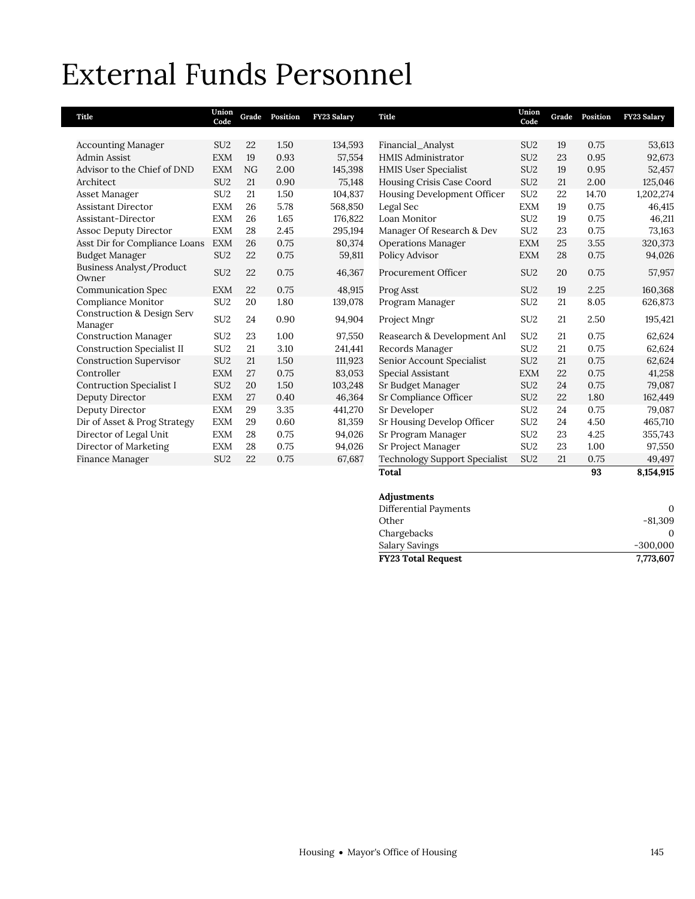# External Funds Personnel

| Title | Union Code | Grade | Position | FY23 Salary |
|---|---|---|---|---|
| Accounting Manager | SU2 | 22 | 1.50 | 134,593 |
| Admin Assist | EXM | 19 | 0.93 | 57,554 |
| Advisor to the Chief of DND | EXM | NG | 2.00 | 145,398 |
| Architect | SU2 | 21 | 0.90 | 75,148 |
| Asset Manager | SU2 | 21 | 1.50 | 104,837 |
| Assistant Director | EXM | 26 | 5.78 | 568,850 |
| Assistant-Director | EXM | 26 | 1.65 | 176,822 |
| Assoc Deputy Director | EXM | 28 | 2.45 | 295,194 |
| Asst Dir for Compliance Loans | EXM | 26 | 0.75 | 80,374 |
| Budget Manager | SU2 | 22 | 0.75 | 59,811 |
| Business Analyst/Product Owner | SU2 | 22 | 0.75 | 46,367 |
| Communication Spec | EXM | 22 | 0.75 | 48,915 |
| Compliance Monitor | SU2 | 20 | 1.80 | 139,078 |
| Construction & Design Serv Manager | SU2 | 24 | 0.90 | 94,904 |
| Construction Manager | SU2 | 23 | 1.00 | 97,550 |
| Construction Specialist II | SU2 | 21 | 3.10 | 241,441 |
| Construction Supervisor | SU2 | 21 | 1.50 | 111,923 |
| Controller | EXM | 27 | 0.75 | 83,053 |
| Contruction Specialist I | SU2 | 20 | 1.50 | 103,248 |
| Deputy Director | EXM | 27 | 0.40 | 46,364 |
| Deputy Director | EXM | 29 | 3.35 | 441,270 |
| Dir of Asset & Prog Strategy | EXM | 29 | 0.60 | 81,359 |
| Director of Legal Unit | EXM | 28 | 0.75 | 94,026 |
| Director of Marketing | EXM | 28 | 0.75 | 94,026 |
| Finance Manager | SU2 | 22 | 0.75 | 67,687 |
| Financial_Analyst | SU2 | 19 | 0.75 | 53,613 |
| HMIS Administrator | SU2 | 23 | 0.95 | 92,673 |
| HMIS User Specialist | SU2 | 19 | 0.95 | 52,457 |
| Housing Crisis Case Coord | SU2 | 21 | 2.00 | 125,046 |
| Housing Development Officer | SU2 | 22 | 14.70 | 1,202,274 |
| Legal Sec | EXM | 19 | 0.75 | 46,415 |
| Loan Monitor | SU2 | 19 | 0.75 | 46,211 |
| Manager Of Research & Dev | SU2 | 23 | 0.75 | 73,163 |
| Operations Manager | EXM | 25 | 3.55 | 320,373 |
| Policy Advisor | EXM | 28 | 0.75 | 94,026 |
| Procurement Officer | SU2 | 20 | 0.75 | 57,957 |
| Prog Asst | SU2 | 19 | 2.25 | 160,368 |
| Program Manager | SU2 | 21 | 8.05 | 626,873 |
| Project Mngr | SU2 | 21 | 2.50 | 195,421 |
| Reasearch & Development Anl | SU2 | 21 | 0.75 | 62,624 |
| Records Manager | SU2 | 21 | 0.75 | 62,624 |
| Senior Account Specialist | SU2 | 21 | 0.75 | 62,624 |
| Special Assistant | EXM | 22 | 0.75 | 41,258 |
| Sr Budget Manager | SU2 | 24 | 0.75 | 79,087 |
| Sr Compliance Officer | SU2 | 22 | 1.80 | 162,449 |
| Sr Developer | SU2 | 24 | 0.75 | 79,087 |
| Sr Housing Develop Officer | SU2 | 24 | 4.50 | 465,710 |
| Sr Program Manager | SU2 | 23 | 4.25 | 355,743 |
| Sr Project Manager | SU2 | 23 | 1.00 | 97,550 |
| Technology Support Specialist | SU2 | 21 | 0.75 | 49,497 |
| **Total** | | | **93** | **8,154,915** |

| **Adjustments** | |
|---|---|
| Differential Payments | 0 |
| Other | -81,309 |
| Chargebacks | 0 |
| Salary Savings | -300,000 |
| **FY23 Total Request** | **7,773,607** |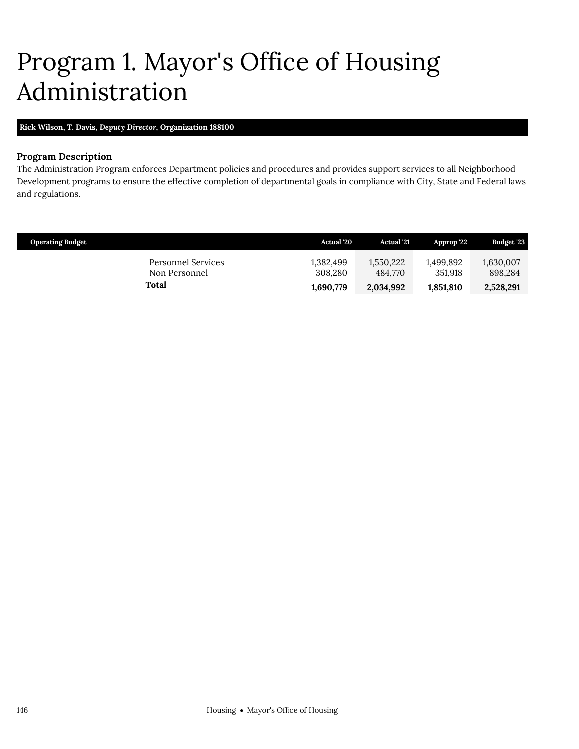# Program 1. Mayor's Office of Housing Administration

**Rick Wilson, T. Davis, *Deputy Director*, Organization 188100**

**Program Description**

The Administration Program enforces Department policies and procedures and provides support services to all Neighborhood Development programs to ensure the effective completion of departmental goals in compliance with City, State and Federal laws and regulations.

| Operating Budget | Actual '20 | Actual '21 | Approp '22 | Budget '23 |
|---|---|---|---|---|
| Personnel Services | 1,382,499 | 1,550,222 | 1,499,892 | 1,630,007 |
| Non Personnel | 308,280 | 484,770 | 351,918 | 898,284 |
| **Total** | **1,690,779** | **2,034,992** | **1,851,810** | **2,528,291** |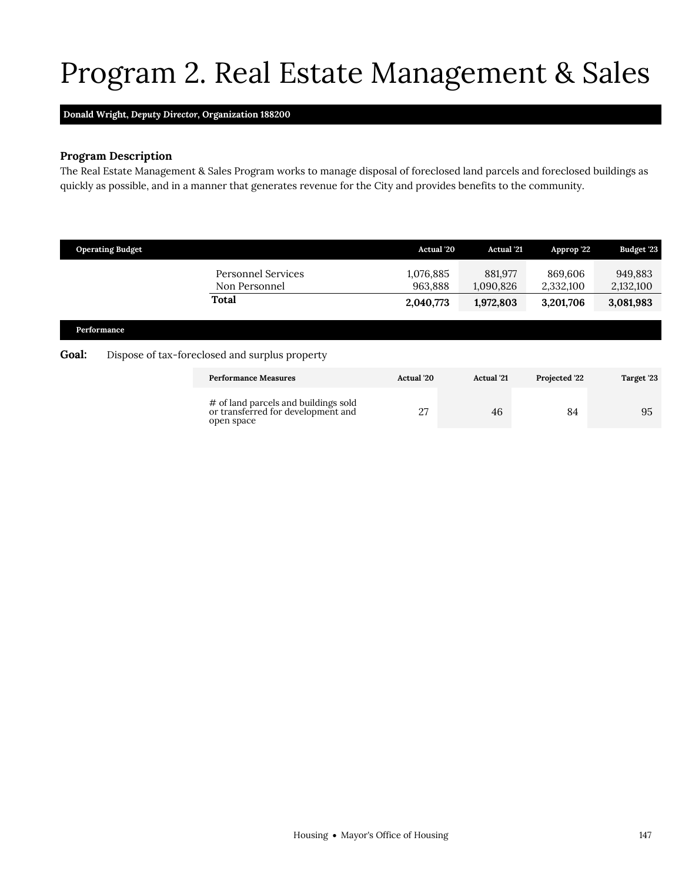# Program 2. Real Estate Management & Sales

**Donald Wright, *Deputy Director*, Organization 188200**

## Program Description

The Real Estate Management & Sales Program works to manage disposal of foreclosed land parcels and foreclosed buildings as quickly as possible, and in a manner that generates revenue for the City and provides benefits to the community.

| Operating Budget | Actual '20 | Actual '21 | Approp '22 | Budget '23 |
|---|---|---|---|---|
| Personnel Services | 1,076,885 | 881,977 | 869,606 | 949,883 |
| Non Personnel | 963,888 | 1,090,826 | 2,332,100 | 2,132,100 |
| **Total** | **2,040,773** | **1,972,803** | **3,201,706** | **3,081,983** |

## Performance

**Goal:** Dispose of tax-foreclosed and surplus property

| Performance Measures | Actual '20 | Actual '21 | Projected '22 | Target '23 |
|---|---|---|---|---|
| # of land parcels and buildings sold or transferred for development and open space | 27 | 46 | 84 | 95 |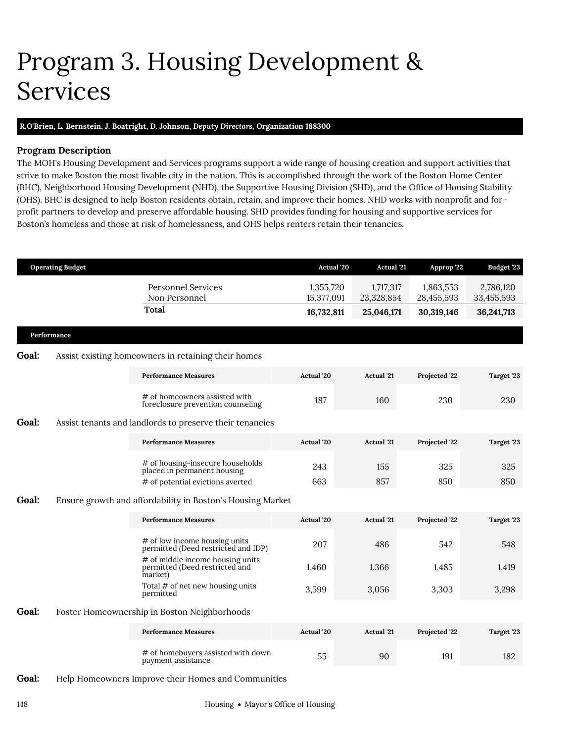# Program 3. Housing Development & Services

**R.O'Brien, L. Bernstein, J. Boatright, D. Johnson,** ***Deputy Directors*****, Organization 188300**

### Program Description

The MOH's Housing Development and Services programs support a wide range of housing creation and support activities that strive to make Boston the most livable city in the nation. This is accomplished through the work of the Boston Home Center (BHC), Neighborhood Housing Development (NHD), the Supportive Housing Division (SHD), and the Office of Housing Stability (OHS). BHC is designed to help Boston residents obtain, retain, and improve their homes. NHD works with nonprofit and for-profit partners to develop and preserve affordable housing. SHD provides funding for housing and supportive services for Boston's homeless and those at risk of homelessness, and OHS helps renters retain their tenancies.

| Operating Budget | Actual '20 | Actual '21 | Approp '22 | Budget '23 |
|---|---|---|---|---|
| Personnel Services | 1,355,720 | 1,717,317 | 1,863,553 | 2,786,120 |
| Non Personnel | 15,377,091 | 23,328,854 | 28,455,593 | 33,455,593 |
| **Total** | **16,732,811** | **25,046,171** | **30,319,146** | **36,241,713** |

## Performance

**Goal:** Assist existing homeowners in retaining their homes

| Performance Measures | Actual '20 | Actual '21 | Projected '22 | Target '23 |
|---|---|---|---|---|
| # of homeowners assisted with foreclosure prevention counseling | 187 | 160 | 230 | 230 |

**Goal:** Assist tenants and landlords to preserve their tenancies

| Performance Measures | Actual '20 | Actual '21 | Projected '22 | Target '23 |
|---|---|---|---|---|
| # of housing-insecure households placed in permanent housing | 243 | 155 | 325 | 325 |
| # of potential evictions averted | 663 | 857 | 850 | 850 |

**Goal:** Ensure growth and affordability in Boston's Housing Market

| Performance Measures | Actual '20 | Actual '21 | Projected '22 | Target '23 |
|---|---|---|---|---|
| # of low income housing units permitted (Deed restricted and IDP) | 207 | 486 | 542 | 548 |
| # of middle income housing units permitted (Deed restricted and market) | 1,460 | 1,366 | 1,485 | 1,419 |
| Total # of net new housing units permitted | 3,599 | 3,056 | 3,303 | 3,298 |

**Goal:** Foster Homeownership in Boston Neighborhoods

| Performance Measures | Actual '20 | Actual '21 | Projected '22 | Target '23 |
|---|---|---|---|---|
| # of homebuyers assisted with down payment assistance | 55 | 90 | 191 | 182 |

**Goal:** Help Homeowners Improve their Homes and Communities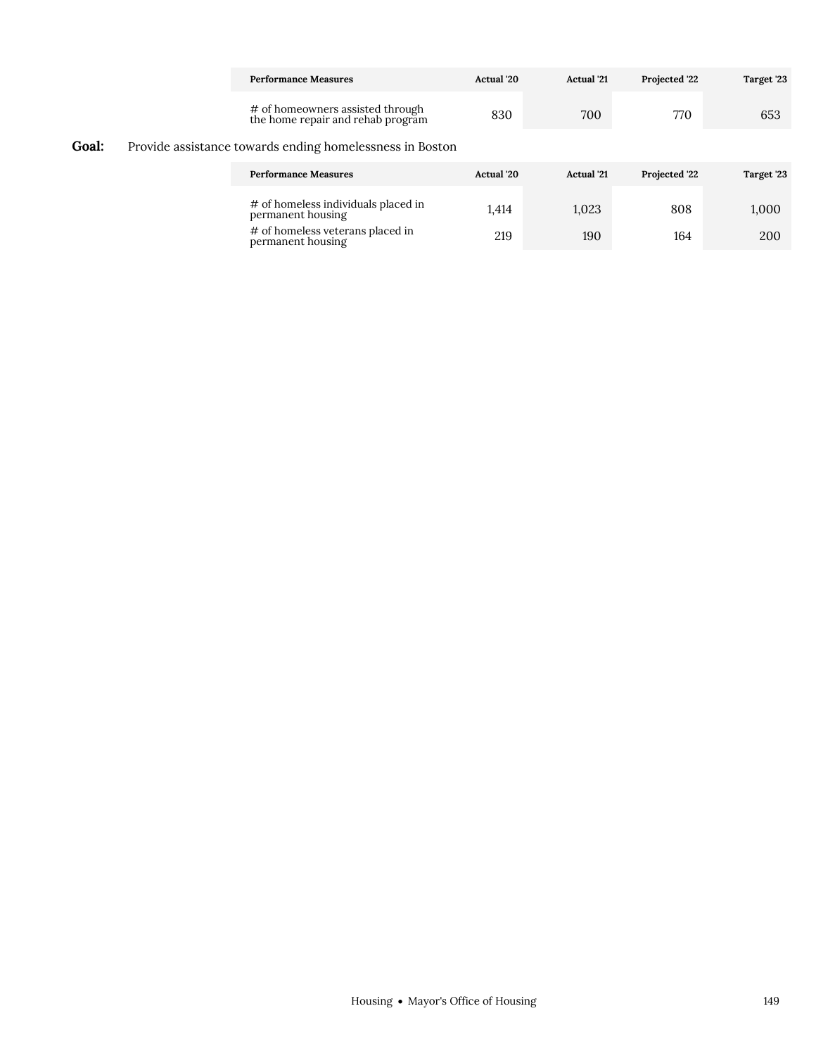| Performance Measures | Actual '20 | Actual '21 | Projected '22 | Target '23 |
|---|---|---|---|---|
| # of homeowners assisted through the home repair and rehab program | 830 | 700 | 770 | 653 |

**Goal:** Provide assistance towards ending homelessness in Boston

| Performance Measures | Actual '20 | Actual '21 | Projected '22 | Target '23 |
|---|---|---|---|---|
| # of homeless individuals placed in permanent housing | 1,414 | 1,023 | 808 | 1,000 |
| # of homeless veterans placed in permanent housing | 219 | 190 | 164 | 200 |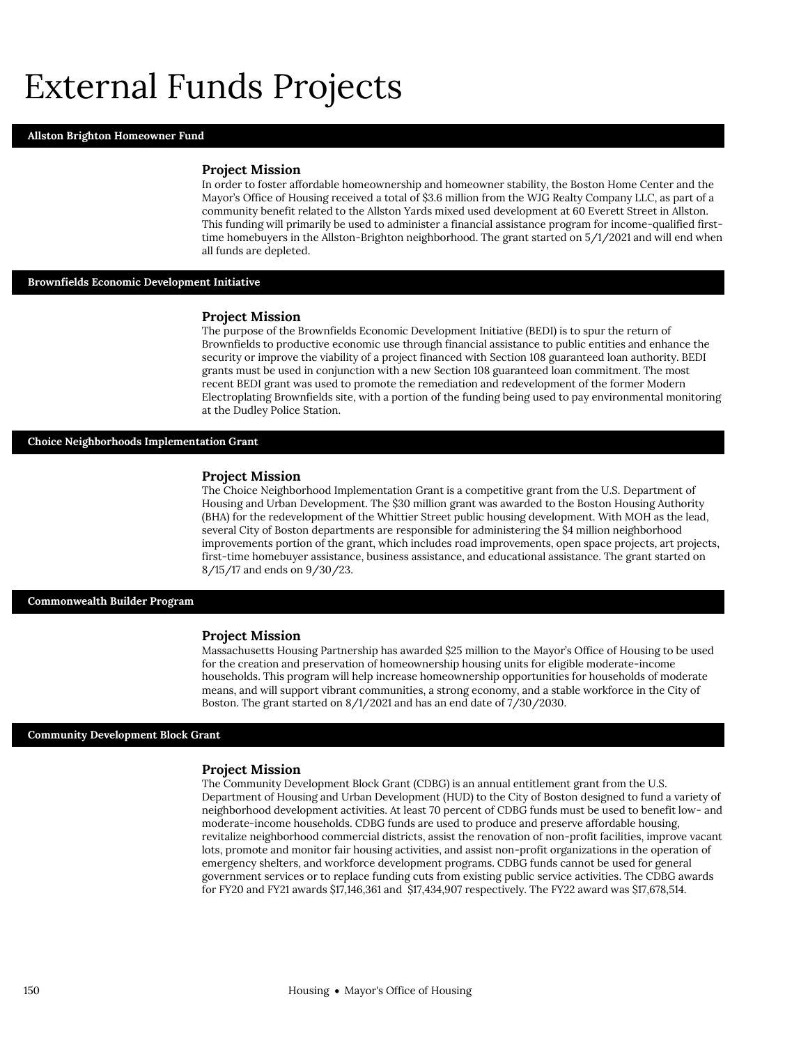# External Funds Projects

## Allston Brighton Homeowner Fund

### Project Mission

In order to foster affordable homeownership and homeowner stability, the Boston Home Center and the Mayor's Office of Housing received a total of $3.6 million from the WJG Realty Company LLC, as part of a community benefit related to the Allston Yards mixed used development at 60 Everett Street in Allston. This funding will primarily be used to administer a financial assistance program for income-qualified first-time homebuyers in the Allston-Brighton neighborhood. The grant started on 5/1/2021 and will end when all funds are depleted.

## Brownfields Economic Development Initiative

### Project Mission

The purpose of the Brownfields Economic Development Initiative (BEDI) is to spur the return of Brownfields to productive economic use through financial assistance to public entities and enhance the security or improve the viability of a project financed with Section 108 guaranteed loan authority. BEDI grants must be used in conjunction with a new Section 108 guaranteed loan commitment. The most recent BEDI grant was used to promote the remediation and redevelopment of the former Modern Electroplating Brownfields site, with a portion of the funding being used to pay environmental monitoring at the Dudley Police Station.

## Choice Neighborhoods Implementation Grant

### Project Mission

The Choice Neighborhood Implementation Grant is a competitive grant from the U.S. Department of Housing and Urban Development. The $30 million grant was awarded to the Boston Housing Authority (BHA) for the redevelopment of the Whittier Street public housing development. With MOH as the lead, several City of Boston departments are responsible for administering the $4 million neighborhood improvements portion of the grant, which includes road improvements, open space projects, art projects, first-time homebuyer assistance, business assistance, and educational assistance. The grant started on 8/15/17 and ends on 9/30/23.

## Commonwealth Builder Program

### Project Mission

Massachusetts Housing Partnership has awarded $25 million to the Mayor's Office of Housing to be used for the creation and preservation of homeownership housing units for eligible moderate-income households. This program will help increase homeownership opportunities for households of moderate means, and will support vibrant communities, a strong economy, and a stable workforce in the City of Boston. The grant started on 8/1/2021 and has an end date of 7/30/2030.

## Community Development Block Grant

### Project Mission

The Community Development Block Grant (CDBG) is an annual entitlement grant from the U.S. Department of Housing and Urban Development (HUD) to the City of Boston designed to fund a variety of neighborhood development activities. At least 70 percent of CDBG funds must be used to benefit low- and moderate-income households. CDBG funds are used to produce and preserve affordable housing, revitalize neighborhood commercial districts, assist the renovation of non-profit facilities, improve vacant lots, promote and monitor fair housing activities, and assist non-profit organizations in the operation of emergency shelters, and workforce development programs. CDBG funds cannot be used for general government services or to replace funding cuts from existing public service activities. The CDBG awards for FY20 and FY21 awards $17,146,361 and $17,434,907 respectively. The FY22 award was $17,678,514.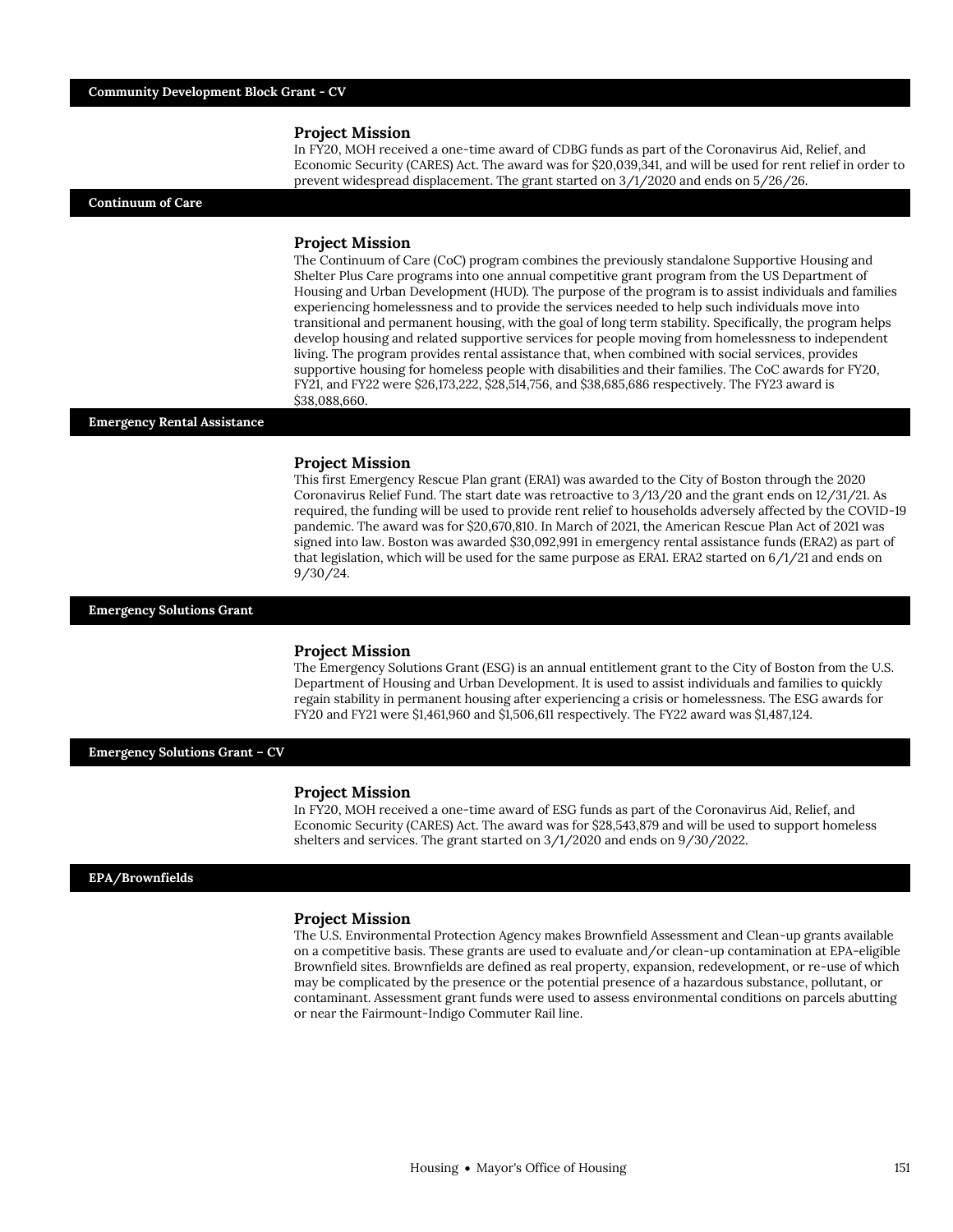## Community Development Block Grant - CV

### Project Mission

In FY20, MOH received a one-time award of CDBG funds as part of the Coronavirus Aid, Relief, and Economic Security (CARES) Act. The award was for $20,039,341, and will be used for rent relief in order to prevent widespread displacement. The grant started on 3/1/2020 and ends on 5/26/26.

## Continuum of Care

### Project Mission

The Continuum of Care (CoC) program combines the previously standalone Supportive Housing and Shelter Plus Care programs into one annual competitive grant program from the US Department of Housing and Urban Development (HUD). The purpose of the program is to assist individuals and families experiencing homelessness and to provide the services needed to help such individuals move into transitional and permanent housing, with the goal of long term stability. Specifically, the program helps develop housing and related supportive services for people moving from homelessness to independent living. The program provides rental assistance that, when combined with social services, provides supportive housing for homeless people with disabilities and their families. The CoC awards for FY20, FY21, and FY22 were $26,173,222, $28,514,756, and $38,685,686 respectively. The FY23 award is $38,088,660.

## Emergency Rental Assistance

### Project Mission

This first Emergency Rescue Plan grant (ERA1) was awarded to the City of Boston through the 2020 Coronavirus Relief Fund. The start date was retroactive to 3/13/20 and the grant ends on 12/31/21. As required, the funding will be used to provide rent relief to households adversely affected by the COVID-19 pandemic. The award was for $20,670,810. In March of 2021, the American Rescue Plan Act of 2021 was signed into law. Boston was awarded $30,092,991 in emergency rental assistance funds (ERA2) as part of that legislation, which will be used for the same purpose as ERA1. ERA2 started on 6/1/21 and ends on 9/30/24.

## Emergency Solutions Grant

### Project Mission

The Emergency Solutions Grant (ESG) is an annual entitlement grant to the City of Boston from the U.S. Department of Housing and Urban Development. It is used to assist individuals and families to quickly regain stability in permanent housing after experiencing a crisis or homelessness. The ESG awards for FY20 and FY21 were $1,461,960 and $1,506,611 respectively. The FY22 award was $1,487,124.

## Emergency Solutions Grant – CV

### Project Mission

In FY20, MOH received a one-time award of ESG funds as part of the Coronavirus Aid, Relief, and Economic Security (CARES) Act. The award was for $28,543,879 and will be used to support homeless shelters and services. The grant started on 3/1/2020 and ends on 9/30/2022.

## EPA/Brownfields

### Project Mission

The U.S. Environmental Protection Agency makes Brownfield Assessment and Clean-up grants available on a competitive basis. These grants are used to evaluate and/or clean-up contamination at EPA-eligible Brownfield sites. Brownfields are defined as real property, expansion, redevelopment, or re-use of which may be complicated by the presence or the potential presence of a hazardous substance, pollutant, or contaminant. Assessment grant funds were used to assess environmental conditions on parcels abutting or near the Fairmount-Indigo Commuter Rail line.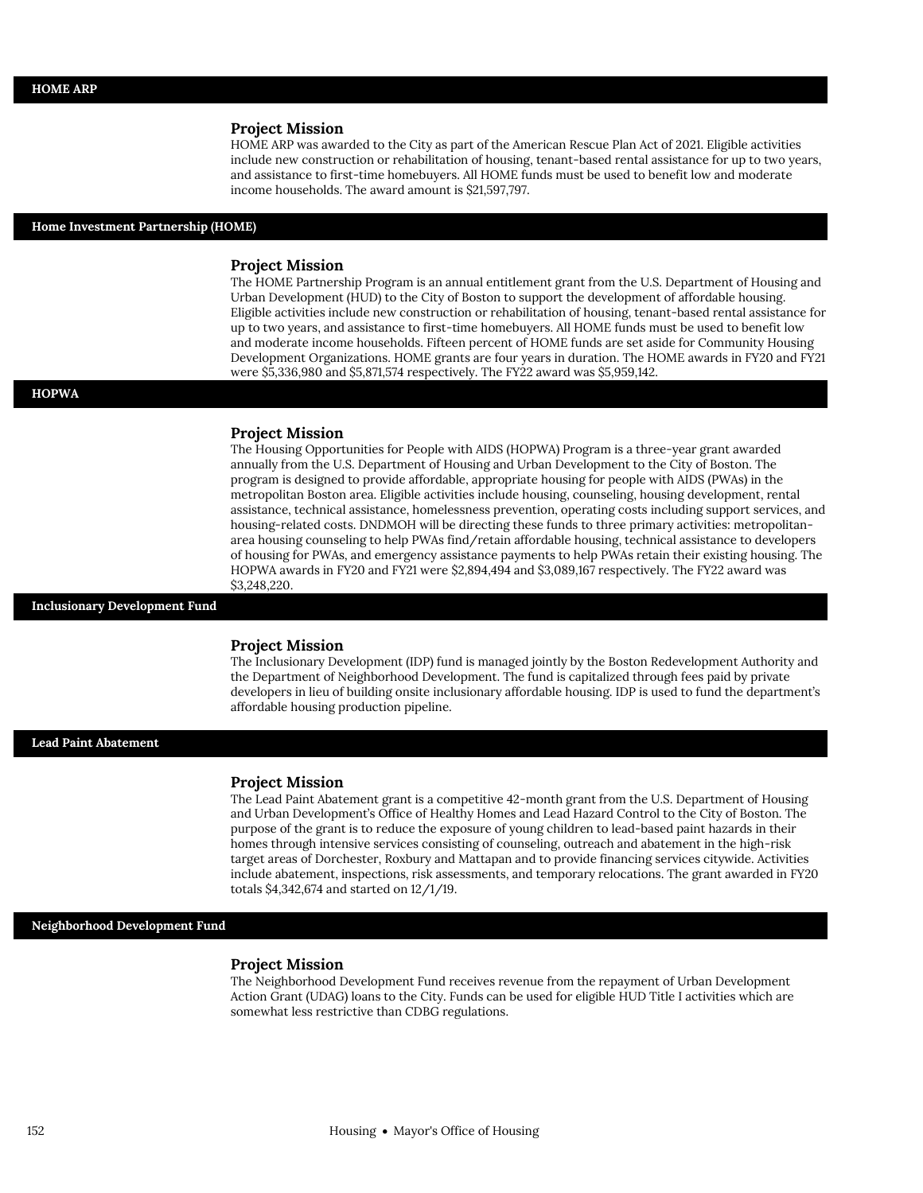## HOME ARP

### Project Mission

HOME ARP was awarded to the City as part of the American Rescue Plan Act of 2021. Eligible activities include new construction or rehabilitation of housing, tenant-based rental assistance for up to two years, and assistance to first-time homebuyers. All HOME funds must be used to benefit low and moderate income households. The award amount is $21,597,797.

## Home Investment Partnership (HOME)

### Project Mission

The HOME Partnership Program is an annual entitlement grant from the U.S. Department of Housing and Urban Development (HUD) to the City of Boston to support the development of affordable housing. Eligible activities include new construction or rehabilitation of housing, tenant-based rental assistance for up to two years, and assistance to first-time homebuyers. All HOME funds must be used to benefit low and moderate income households. Fifteen percent of HOME funds are set aside for Community Housing Development Organizations. HOME grants are four years in duration. The HOME awards in FY20 and FY21 were $5,336,980 and $5,871,574 respectively. The FY22 award was $5,959,142.

## HOPWA

### Project Mission

The Housing Opportunities for People with AIDS (HOPWA) Program is a three-year grant awarded annually from the U.S. Department of Housing and Urban Development to the City of Boston. The program is designed to provide affordable, appropriate housing for people with AIDS (PWAs) in the metropolitan Boston area. Eligible activities include housing, counseling, housing development, rental assistance, technical assistance, homelessness prevention, operating costs including support services, and housing-related costs. DNDMOH will be directing these funds to three primary activities: metropolitan-area housing counseling to help PWAs find/retain affordable housing, technical assistance to developers of housing for PWAs, and emergency assistance payments to help PWAs retain their existing housing. The HOPWA awards in FY20 and FY21 were $2,894,494 and $3,089,167 respectively. The FY22 award was $3,248,220.

## Inclusionary Development Fund

### Project Mission

The Inclusionary Development (IDP) fund is managed jointly by the Boston Redevelopment Authority and the Department of Neighborhood Development. The fund is capitalized through fees paid by private developers in lieu of building onsite inclusionary affordable housing. IDP is used to fund the department's affordable housing production pipeline.

## Lead Paint Abatement

### Project Mission

The Lead Paint Abatement grant is a competitive 42-month grant from the U.S. Department of Housing and Urban Development's Office of Healthy Homes and Lead Hazard Control to the City of Boston. The purpose of the grant is to reduce the exposure of young children to lead-based paint hazards in their homes through intensive services consisting of counseling, outreach and abatement in the high-risk target areas of Dorchester, Roxbury and Mattapan and to provide financing services citywide. Activities include abatement, inspections, risk assessments, and temporary relocations. The grant awarded in FY20 totals $4,342,674 and started on 12/1/19.

## Neighborhood Development Fund

### Project Mission

The Neighborhood Development Fund receives revenue from the repayment of Urban Development Action Grant (UDAG) loans to the City. Funds can be used for eligible HUD Title I activities which are somewhat less restrictive than CDBG regulations.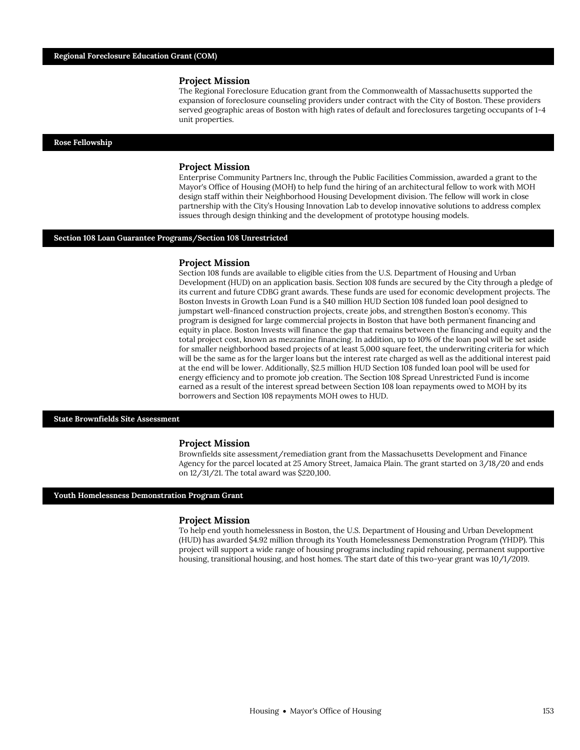## Regional Foreclosure Education Grant (COM)

### Project Mission

The Regional Foreclosure Education grant from the Commonwealth of Massachusetts supported the expansion of foreclosure counseling providers under contract with the City of Boston. These providers served geographic areas of Boston with high rates of default and foreclosures targeting occupants of 1-4 unit properties.

## Rose Fellowship

### Project Mission

Enterprise Community Partners Inc, through the Public Facilities Commission, awarded a grant to the Mayor's Office of Housing (MOH) to help fund the hiring of an architectural fellow to work with MOH design staff within their Neighborhood Housing Development division. The fellow will work in close partnership with the City's Housing Innovation Lab to develop innovative solutions to address complex issues through design thinking and the development of prototype housing models.

## Section 108 Loan Guarantee Programs/Section 108 Unrestricted

### Project Mission

Section 108 funds are available to eligible cities from the U.S. Department of Housing and Urban Development (HUD) on an application basis. Section 108 funds are secured by the City through a pledge of its current and future CDBG grant awards. These funds are used for economic development projects. The Boston Invests in Growth Loan Fund is a $40 million HUD Section 108 funded loan pool designed to jumpstart well-financed construction projects, create jobs, and strengthen Boston's economy. This program is designed for large commercial projects in Boston that have both permanent financing and equity in place. Boston Invests will finance the gap that remains between the financing and equity and the total project cost, known as mezzanine financing. In addition, up to 10% of the loan pool will be set aside for smaller neighborhood based projects of at least 5,000 square feet, the underwriting criteria for which will be the same as for the larger loans but the interest rate charged as well as the additional interest paid at the end will be lower. Additionally, $2.5 million HUD Section 108 funded loan pool will be used for energy efficiency and to promote job creation. The Section 108 Spread Unrestricted Fund is income earned as a result of the interest spread between Section 108 loan repayments owed to MOH by its borrowers and Section 108 repayments MOH owes to HUD.

## State Brownfields Site Assessment

### Project Mission

Brownfields site assessment/remediation grant from the Massachusetts Development and Finance Agency for the parcel located at 25 Amory Street, Jamaica Plain. The grant started on 3/18/20 and ends on 12/31/21. The total award was $220,100.

## Youth Homelessness Demonstration Program Grant

### Project Mission

To help end youth homelessness in Boston, the U.S. Department of Housing and Urban Development (HUD) has awarded $4.92 million through its Youth Homelessness Demonstration Program (YHDP). This project will support a wide range of housing programs including rapid rehousing, permanent supportive housing, transitional housing, and host homes. The start date of this two-year grant was 10/1/2019.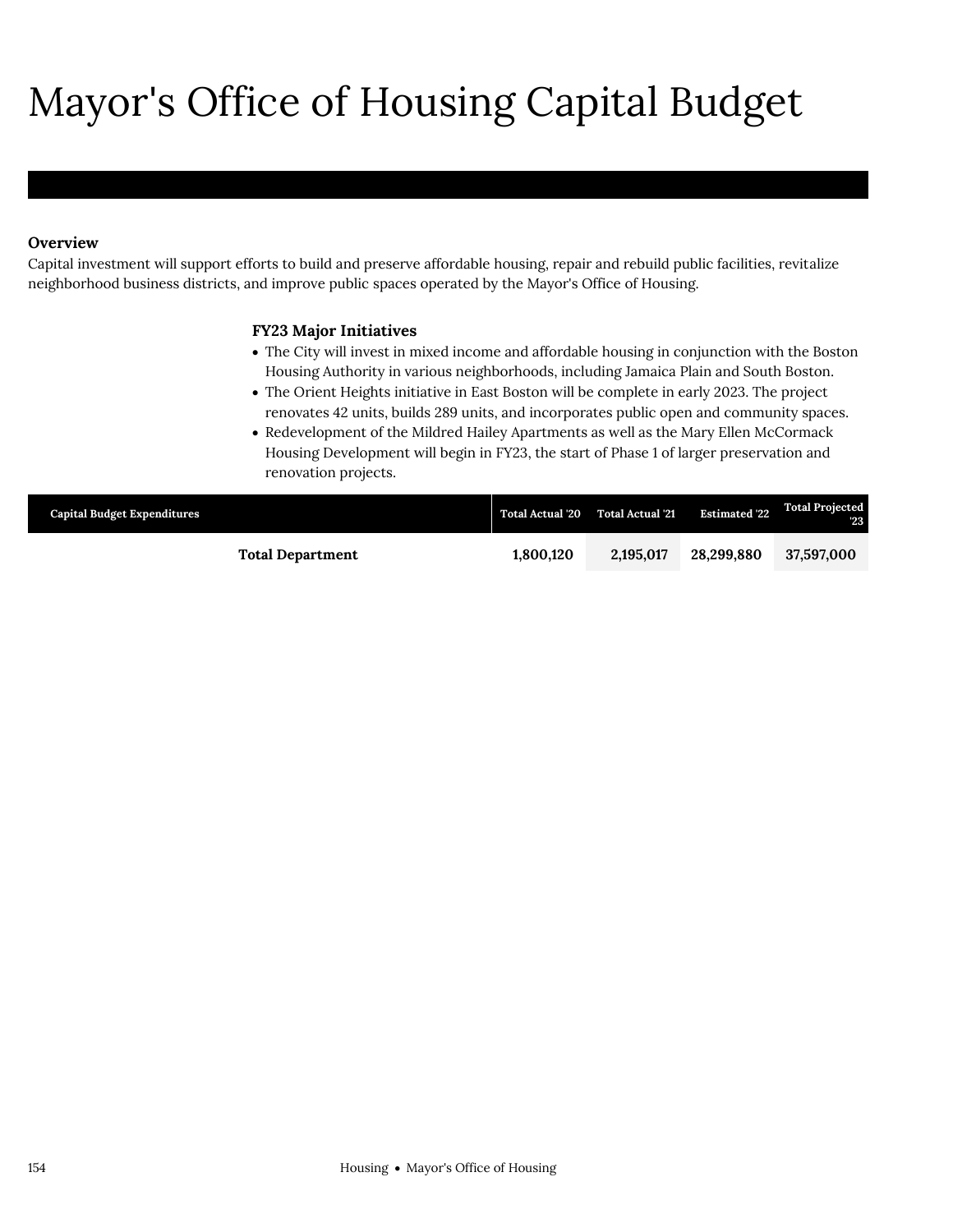# Mayor's Office of Housing Capital Budget

**Overview**

Capital investment will support efforts to build and preserve affordable housing, repair and rebuild public facilities, revitalize neighborhood business districts, and improve public spaces operated by the Mayor's Office of Housing.

### FY23 Major Initiatives

- The City will invest in mixed income and affordable housing in conjunction with the Boston Housing Authority in various neighborhoods, including Jamaica Plain and South Boston.
- The Orient Heights initiative in East Boston will be complete in early 2023. The project renovates 42 units, builds 289 units, and incorporates public open and community spaces.
- Redevelopment of the Mildred Hailey Apartments as well as the Mary Ellen McCormack Housing Development will begin in FY23, the start of Phase 1 of larger preservation and renovation projects.

| Capital Budget Expenditures | Total Actual '20 | Total Actual '21 | Estimated '22 | Total Projected '23 |
|---|---|---|---|---|
| **Total Department** | **1,800,120** | **2,195,017** | **28,299,880** | **37,597,000** |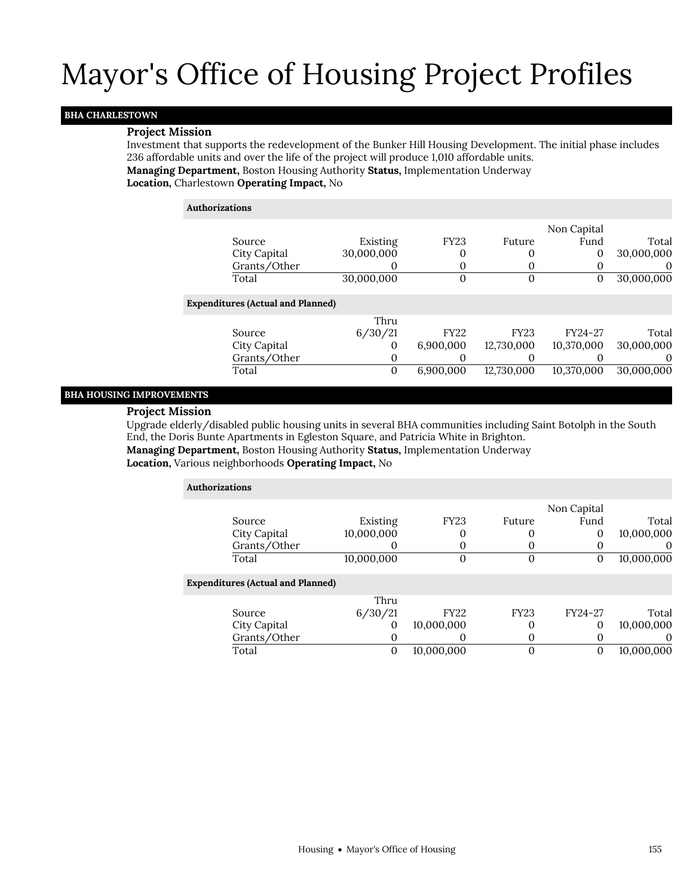# Mayor's Office of Housing Project Profiles

## BHA CHARLESTOWN

**Project Mission**

Investment that supports the redevelopment of the Bunker Hill Housing Development. The initial phase includes 236 affordable units and over the life of the project will produce 1,010 affordable units.

**Managing Department,** Boston Housing Authority **Status,** Implementation Underway

**Location,** Charlestown **Operating Impact,** No

**Authorizations**

| Source | Existing | FY23 | Future | Non Capital Fund | Total |
|---|---|---|---|---|---|
| City Capital | 30,000,000 | 0 | 0 | 0 | 30,000,000 |
| Grants/Other | 0 | 0 | 0 | 0 | 0 |
| Total | 30,000,000 | 0 | 0 | 0 | 30,000,000 |

**Expenditures (Actual and Planned)**

| Source | Thru 6/30/21 | FY22 | FY23 | FY24-27 | Total |
|---|---|---|---|---|---|
| City Capital | 0 | 6,900,000 | 12,730,000 | 10,370,000 | 30,000,000 |
| Grants/Other | 0 | 0 | 0 | 0 | 0 |
| Total | 0 | 6,900,000 | 12,730,000 | 10,370,000 | 30,000,000 |

## BHA HOUSING IMPROVEMENTS

**Project Mission**

Upgrade elderly/disabled public housing units in several BHA communities including Saint Botolph in the South End, the Doris Bunte Apartments in Egleston Square, and Patricia White in Brighton.

**Managing Department,** Boston Housing Authority **Status,** Implementation Underway

**Location,** Various neighborhoods **Operating Impact,** No

**Authorizations**

| Source | Existing | FY23 | Future | Non Capital Fund | Total |
|---|---|---|---|---|---|
| City Capital | 10,000,000 | 0 | 0 | 0 | 10,000,000 |
| Grants/Other | 0 | 0 | 0 | 0 | 0 |
| Total | 10,000,000 | 0 | 0 | 0 | 10,000,000 |

**Expenditures (Actual and Planned)**

| Source | Thru 6/30/21 | FY22 | FY23 | FY24-27 | Total |
|---|---|---|---|---|---|
| City Capital | 0 | 10,000,000 | 0 | 0 | 10,000,000 |
| Grants/Other | 0 | 0 | 0 | 0 | 0 |
| Total | 0 | 10,000,000 | 0 | 0 | 10,000,000 |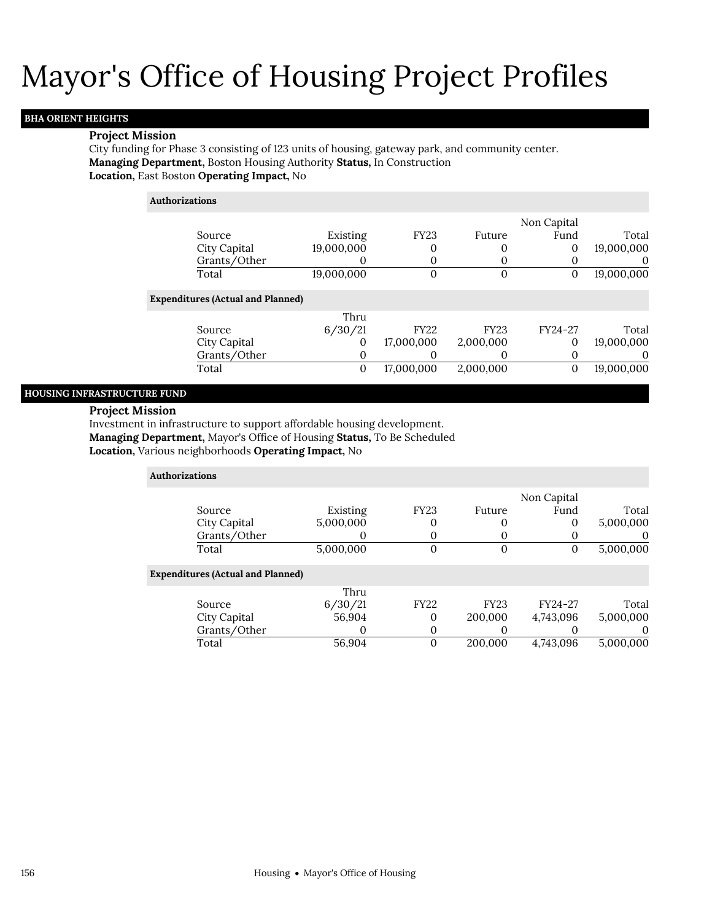# Mayor's Office of Housing Project Profiles

## BHA ORIENT HEIGHTS

**Project Mission**

City funding for Phase 3 consisting of 123 units of housing, gateway park, and community center.

**Managing Department,** Boston Housing Authority **Status,** In Construction

**Location,** East Boston **Operating Impact,** No

**Authorizations**

| Source | Existing | FY23 | Future | Non Capital Fund | Total |
|---|---|---|---|---|---|
| City Capital | 19,000,000 | 0 | 0 | 0 | 19,000,000 |
| Grants/Other | 0 | 0 | 0 | 0 | 0 |
| Total | 19,000,000 | 0 | 0 | 0 | 19,000,000 |

**Expenditures (Actual and Planned)**

| Source | Thru 6/30/21 | FY22 | FY23 | FY24-27 | Total |
|---|---|---|---|---|---|
| City Capital | 0 | 17,000,000 | 2,000,000 | 0 | 19,000,000 |
| Grants/Other | 0 | 0 | 0 | 0 | 0 |
| Total | 0 | 17,000,000 | 2,000,000 | 0 | 19,000,000 |

## HOUSING INFRASTRUCTURE FUND

**Project Mission**

Investment in infrastructure to support affordable housing development.

**Managing Department,** Mayor's Office of Housing **Status,** To Be Scheduled

**Location,** Various neighborhoods **Operating Impact,** No

**Authorizations**

| Source | Existing | FY23 | Future | Non Capital Fund | Total |
|---|---|---|---|---|---|
| City Capital | 5,000,000 | 0 | 0 | 0 | 5,000,000 |
| Grants/Other | 0 | 0 | 0 | 0 | 0 |
| Total | 5,000,000 | 0 | 0 | 0 | 5,000,000 |

**Expenditures (Actual and Planned)**

| Source | Thru 6/30/21 | FY22 | FY23 | FY24-27 | Total |
|---|---|---|---|---|---|
| City Capital | 56,904 | 0 | 200,000 | 4,743,096 | 5,000,000 |
| Grants/Other | 0 | 0 | 0 | 0 | 0 |
| Total | 56,904 | 0 | 200,000 | 4,743,096 | 5,000,000 |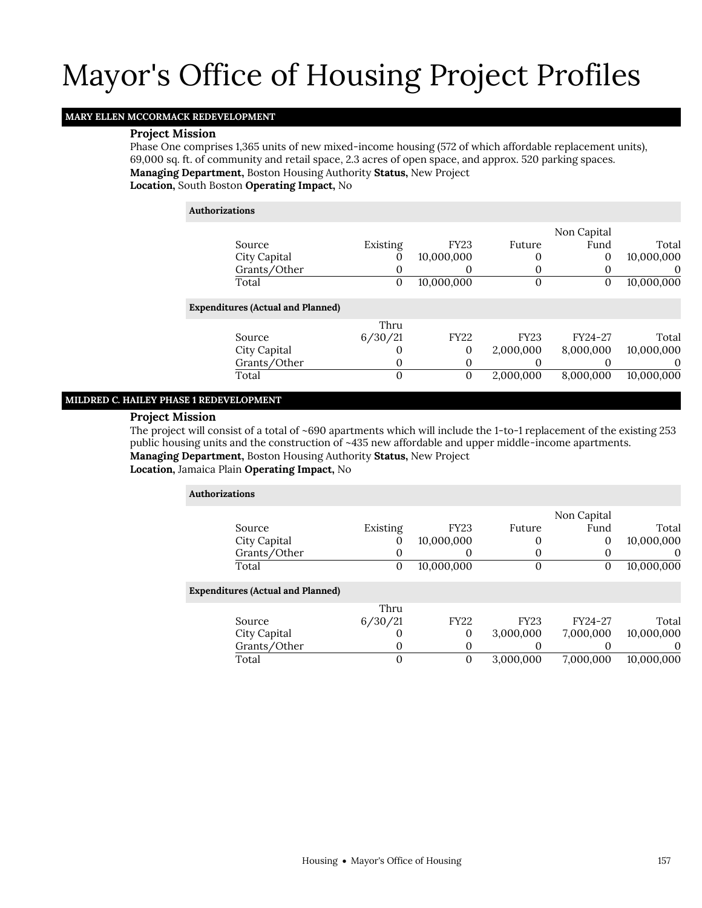# Mayor's Office of Housing Project Profiles

## MARY ELLEN MCCORMACK REDEVELOPMENT

**Project Mission**

Phase One comprises 1,365 units of new mixed-income housing (572 of which affordable replacement units), 69,000 sq. ft. of community and retail space, 2.3 acres of open space, and approx. 520 parking spaces.

**Managing Department,** Boston Housing Authority **Status,** New Project

**Location,** South Boston **Operating Impact,** No

**Authorizations**

| Source | Existing | FY23 | Future | Non Capital Fund | Total |
|---|---|---|---|---|---|
| City Capital | 0 | 10,000,000 | 0 | 0 | 10,000,000 |
| Grants/Other | 0 | 0 | 0 | 0 | 0 |
| Total | 0 | 10,000,000 | 0 | 0 | 10,000,000 |

**Expenditures (Actual and Planned)**

| Source | Thru 6/30/21 | FY22 | FY23 | FY24-27 | Total |
|---|---|---|---|---|---|
| City Capital | 0 | 0 | 2,000,000 | 8,000,000 | 10,000,000 |
| Grants/Other | 0 | 0 | 0 | 0 | 0 |
| Total | 0 | 0 | 2,000,000 | 8,000,000 | 10,000,000 |

## MILDRED C. HAILEY PHASE 1 REDEVELOPMENT

**Project Mission**

The project will consist of a total of ~690 apartments which will include the 1-to-1 replacement of the existing 253 public housing units and the construction of ~435 new affordable and upper middle-income apartments.

**Managing Department,** Boston Housing Authority **Status,** New Project

**Location,** Jamaica Plain **Operating Impact,** No

**Authorizations**

| Source | Existing | FY23 | Future | Non Capital Fund | Total |
|---|---|---|---|---|---|
| City Capital | 0 | 10,000,000 | 0 | 0 | 10,000,000 |
| Grants/Other | 0 | 0 | 0 | 0 | 0 |
| Total | 0 | 10,000,000 | 0 | 0 | 10,000,000 |

**Expenditures (Actual and Planned)**

| Source | Thru 6/30/21 | FY22 | FY23 | FY24-27 | Total |
|---|---|---|---|---|---|
| City Capital | 0 | 0 | 3,000,000 | 7,000,000 | 10,000,000 |
| Grants/Other | 0 | 0 | 0 | 0 | 0 |
| Total | 0 | 0 | 3,000,000 | 7,000,000 | 10,000,000 |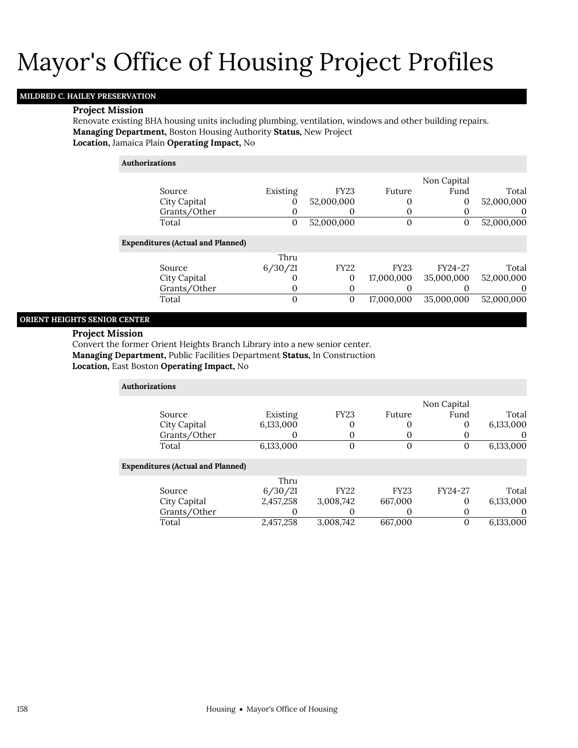# Mayor's Office of Housing Project Profiles

## MILDRED C. HAILEY PRESERVATION

**Project Mission**

Renovate existing BHA housing units including plumbing, ventilation, windows and other building repairs.

**Managing Department,** Boston Housing Authority **Status,** New Project

**Location,** Jamaica Plain **Operating Impact,** No

**Authorizations**

| Source | Existing | FY23 | Future | Non Capital Fund | Total |
|---|---|---|---|---|---|
| City Capital | 0 | 52,000,000 | 0 | 0 | 52,000,000 |
| Grants/Other | 0 | 0 | 0 | 0 | 0 |
| Total | 0 | 52,000,000 | 0 | 0 | 52,000,000 |

**Expenditures (Actual and Planned)**

| Source | Thru 6/30/21 | FY22 | FY23 | FY24-27 | Total |
|---|---|---|---|---|---|
| City Capital | 0 | 0 | 17,000,000 | 35,000,000 | 52,000,000 |
| Grants/Other | 0 | 0 | 0 | 0 | 0 |
| Total | 0 | 0 | 17,000,000 | 35,000,000 | 52,000,000 |

## ORIENT HEIGHTS SENIOR CENTER

**Project Mission**

Convert the former Orient Heights Branch Library into a new senior center.

**Managing Department,** Public Facilities Department **Status,** In Construction

**Location,** East Boston **Operating Impact,** No

**Authorizations**

| Source | Existing | FY23 | Future | Non Capital Fund | Total |
|---|---|---|---|---|---|
| City Capital | 6,133,000 | 0 | 0 | 0 | 6,133,000 |
| Grants/Other | 0 | 0 | 0 | 0 | 0 |
| Total | 6,133,000 | 0 | 0 | 0 | 6,133,000 |

**Expenditures (Actual and Planned)**

| Source | Thru 6/30/21 | FY22 | FY23 | FY24-27 | Total |
|---|---|---|---|---|---|
| City Capital | 2,457,258 | 3,008,742 | 667,000 | 0 | 6,133,000 |
| Grants/Other | 0 | 0 | 0 | 0 | 0 |
| Total | 2,457,258 | 3,008,742 | 667,000 | 0 | 6,133,000 |